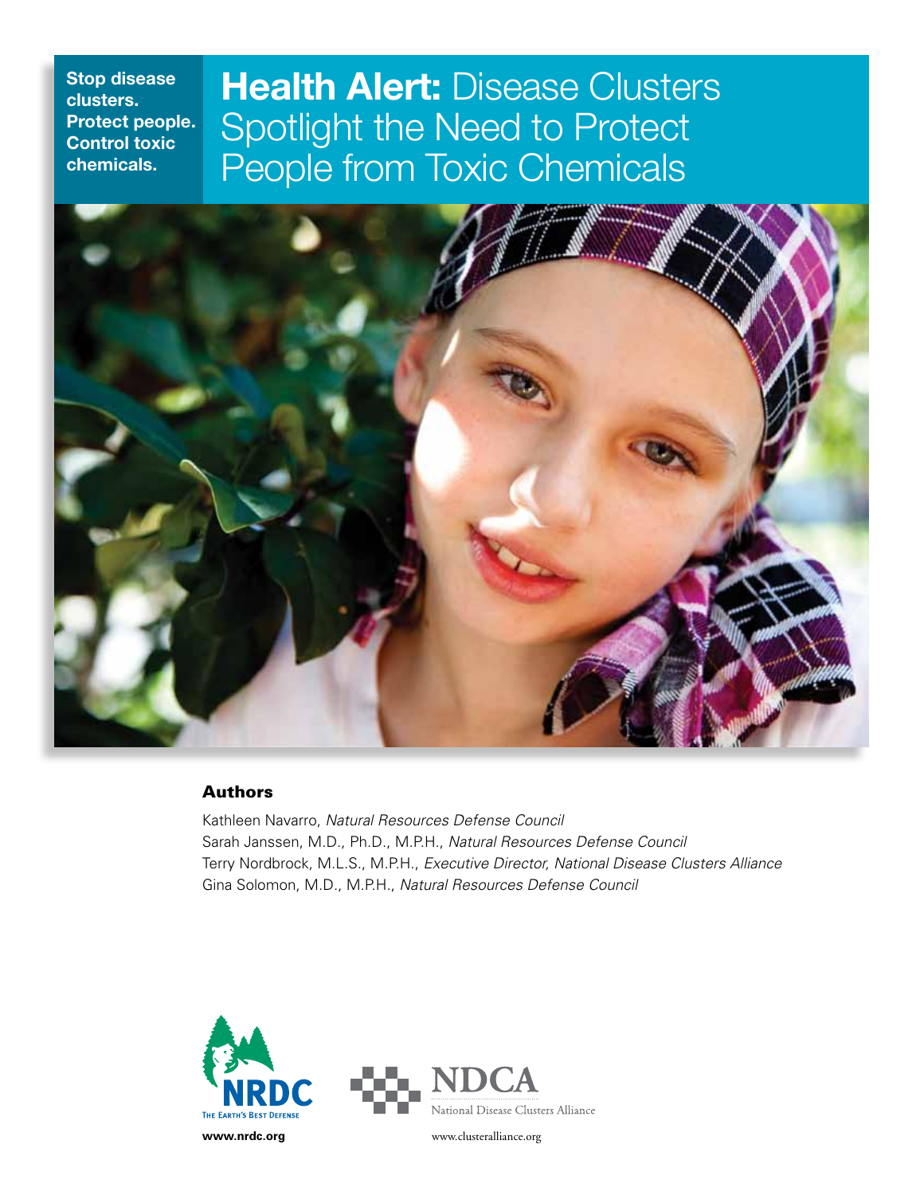**Stop disease clusters. Protect people. Control toxic chemicals.**

# **Health Alert:** Disease Clusters Spotlight the Need to Protect People from Toxic Chemicals

## Authors

Kathleen Navarro, *Natural Resources Defense Council*
Sarah Janssen, M.D., Ph.D., M.P.H., *Natural Resources Defense Council*
Terry Nordbrock, M.L.S., M.P.H., *Executive Director, National Disease Clusters Alliance*
Gina Solomon, M.D., M.P.H., *Natural Resources Defense Council*

NRDC
THE EARTH'S BEST DEFENSE
**www.nrdc.org**

NDCA
National Disease Clusters Alliance
www.clusteralliance.org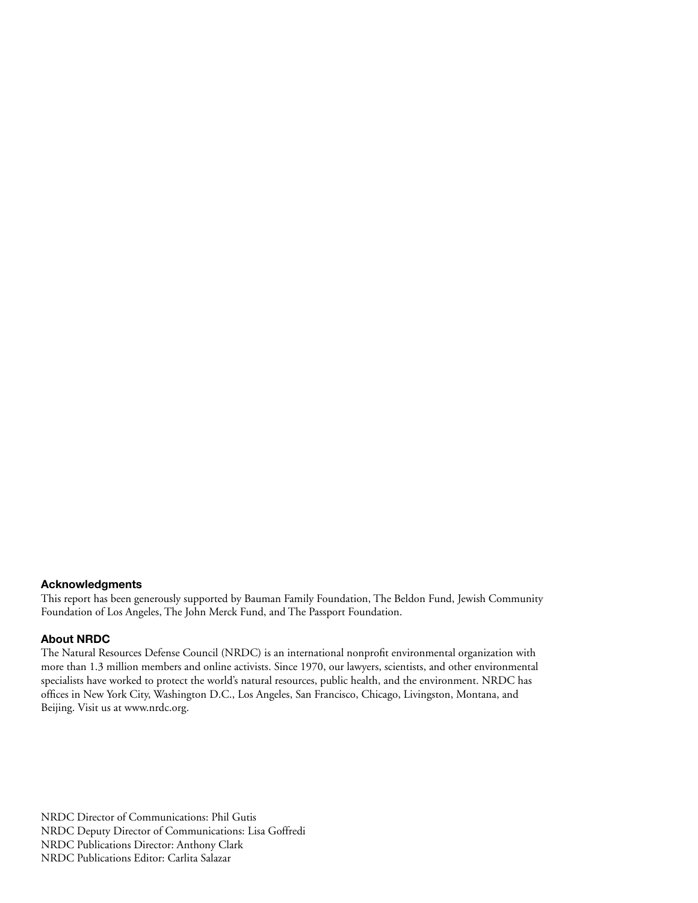### Acknowledgments

This report has been generously supported by Bauman Family Foundation, The Beldon Fund, Jewish Community Foundation of Los Angeles, The John Merck Fund, and The Passport Foundation.

### About NRDC

The Natural Resources Defense Council (NRDC) is an international nonprofit environmental organization with more than 1.3 million members and online activists. Since 1970, our lawyers, scientists, and other environmental specialists have worked to protect the world's natural resources, public health, and the environment. NRDC has offices in New York City, Washington D.C., Los Angeles, San Francisco, Chicago, Livingston, Montana, and Beijing. Visit us at www.nrdc.org.

NRDC Director of Communications: Phil Gutis
NRDC Deputy Director of Communications: Lisa Goffredi
NRDC Publications Director: Anthony Clark
NRDC Publications Editor: Carlita Salazar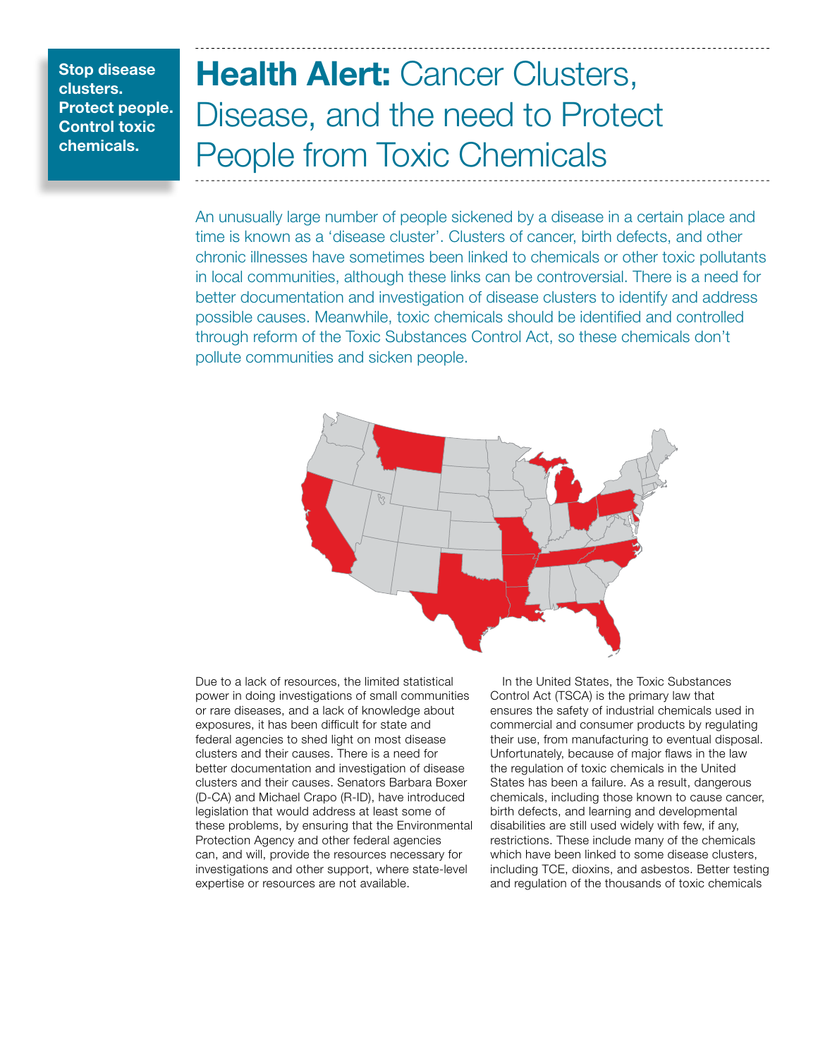**Stop disease clusters. Protect people. Control toxic chemicals.**

# **Health Alert:** Cancer Clusters, Disease, and the need to Protect People from Toxic Chemicals

An unusually large number of people sickened by a disease in a certain place and time is known as a 'disease cluster'. Clusters of cancer, birth defects, and other chronic illnesses have sometimes been linked to chemicals or other toxic pollutants in local communities, although these links can be controversial. There is a need for better documentation and investigation of disease clusters to identify and address possible causes. Meanwhile, toxic chemicals should be identified and controlled through reform of the Toxic Substances Control Act, so these chemicals don't pollute communities and sicken people.

Due to a lack of resources, the limited statistical power in doing investigations of small communities or rare diseases, and a lack of knowledge about exposures, it has been difficult for state and federal agencies to shed light on most disease clusters and their causes. There is a need for better documentation and investigation of disease clusters and their causes. Senators Barbara Boxer (D-CA) and Michael Crapo (R-ID), have introduced legislation that would address at least some of these problems, by ensuring that the Environmental Protection Agency and other federal agencies can, and will, provide the resources necessary for investigations and other support, where state-level expertise or resources are not available.

In the United States, the Toxic Substances Control Act (TSCA) is the primary law that ensures the safety of industrial chemicals used in commercial and consumer products by regulating their use, from manufacturing to eventual disposal. Unfortunately, because of major flaws in the law the regulation of toxic chemicals in the United States has been a failure. As a result, dangerous chemicals, including those known to cause cancer, birth defects, and learning and developmental disabilities are still used widely with few, if any, restrictions. These include many of the chemicals which have been linked to some disease clusters, including TCE, dioxins, and asbestos. Better testing and regulation of the thousands of toxic chemicals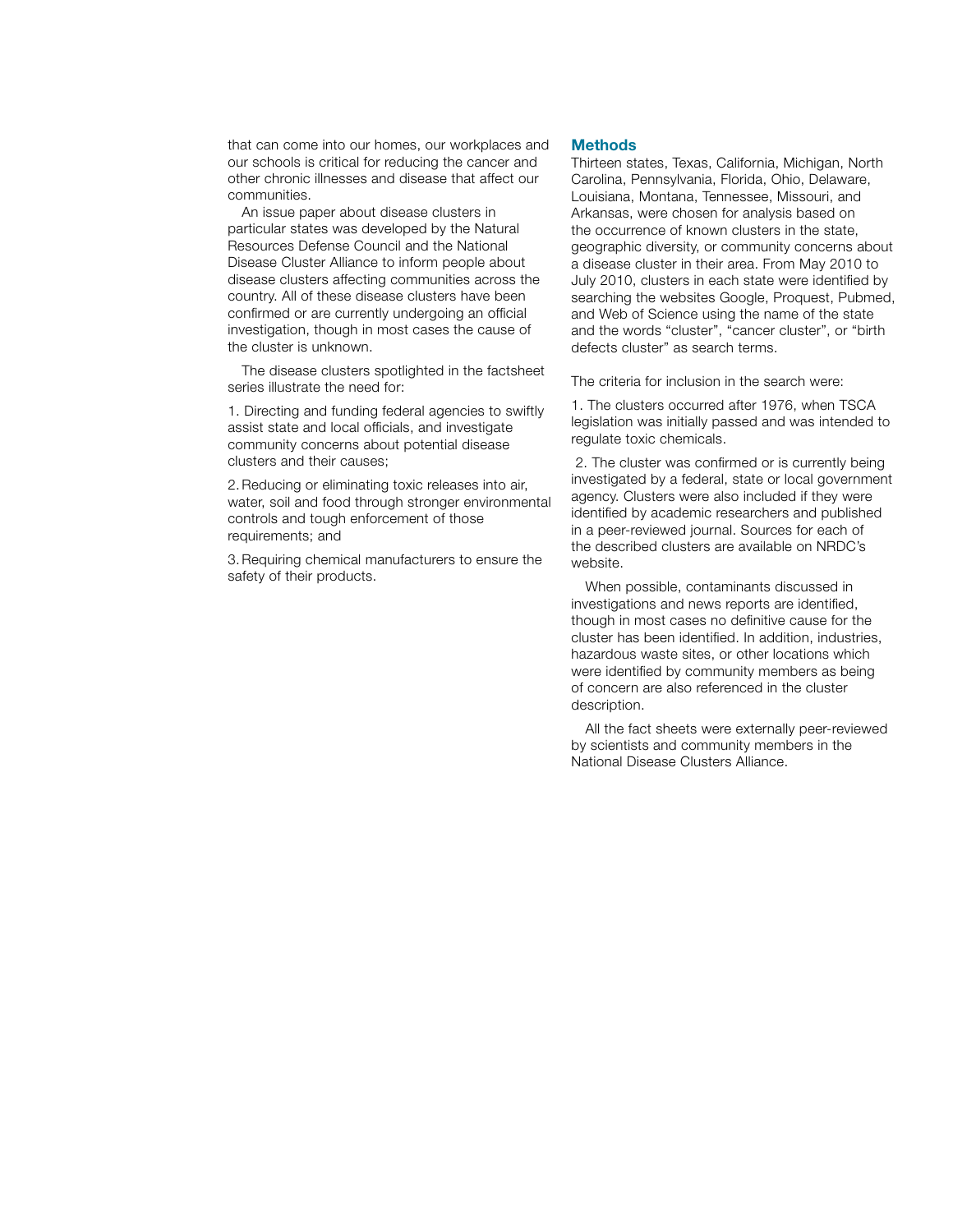that can come into our homes, our workplaces and our schools is critical for reducing the cancer and other chronic illnesses and disease that affect our communities.

An issue paper about disease clusters in particular states was developed by the Natural Resources Defense Council and the National Disease Cluster Alliance to inform people about disease clusters affecting communities across the country. All of these disease clusters have been confirmed or are currently undergoing an official investigation, though in most cases the cause of the cluster is unknown.

The disease clusters spotlighted in the factsheet series illustrate the need for:

1. Directing and funding federal agencies to swiftly assist state and local officials, and investigate community concerns about potential disease clusters and their causes;

2. Reducing or eliminating toxic releases into air, water, soil and food through stronger environmental controls and tough enforcement of those requirements; and

3. Requiring chemical manufacturers to ensure the safety of their products.

## Methods

Thirteen states, Texas, California, Michigan, North Carolina, Pennsylvania, Florida, Ohio, Delaware, Louisiana, Montana, Tennessee, Missouri, and Arkansas, were chosen for analysis based on the occurrence of known clusters in the state, geographic diversity, or community concerns about a disease cluster in their area. From May 2010 to July 2010, clusters in each state were identified by searching the websites Google, Proquest, Pubmed, and Web of Science using the name of the state and the words "cluster", "cancer cluster", or "birth defects cluster" as search terms.

The criteria for inclusion in the search were:

1. The clusters occurred after 1976, when TSCA legislation was initially passed and was intended to regulate toxic chemicals.

2. The cluster was confirmed or is currently being investigated by a federal, state or local government agency. Clusters were also included if they were identified by academic researchers and published in a peer-reviewed journal. Sources for each of the described clusters are available on NRDC's website.

When possible, contaminants discussed in investigations and news reports are identified, though in most cases no definitive cause for the cluster has been identified. In addition, industries, hazardous waste sites, or other locations which were identified by community members as being of concern are also referenced in the cluster description.

All the fact sheets were externally peer-reviewed by scientists and community members in the National Disease Clusters Alliance.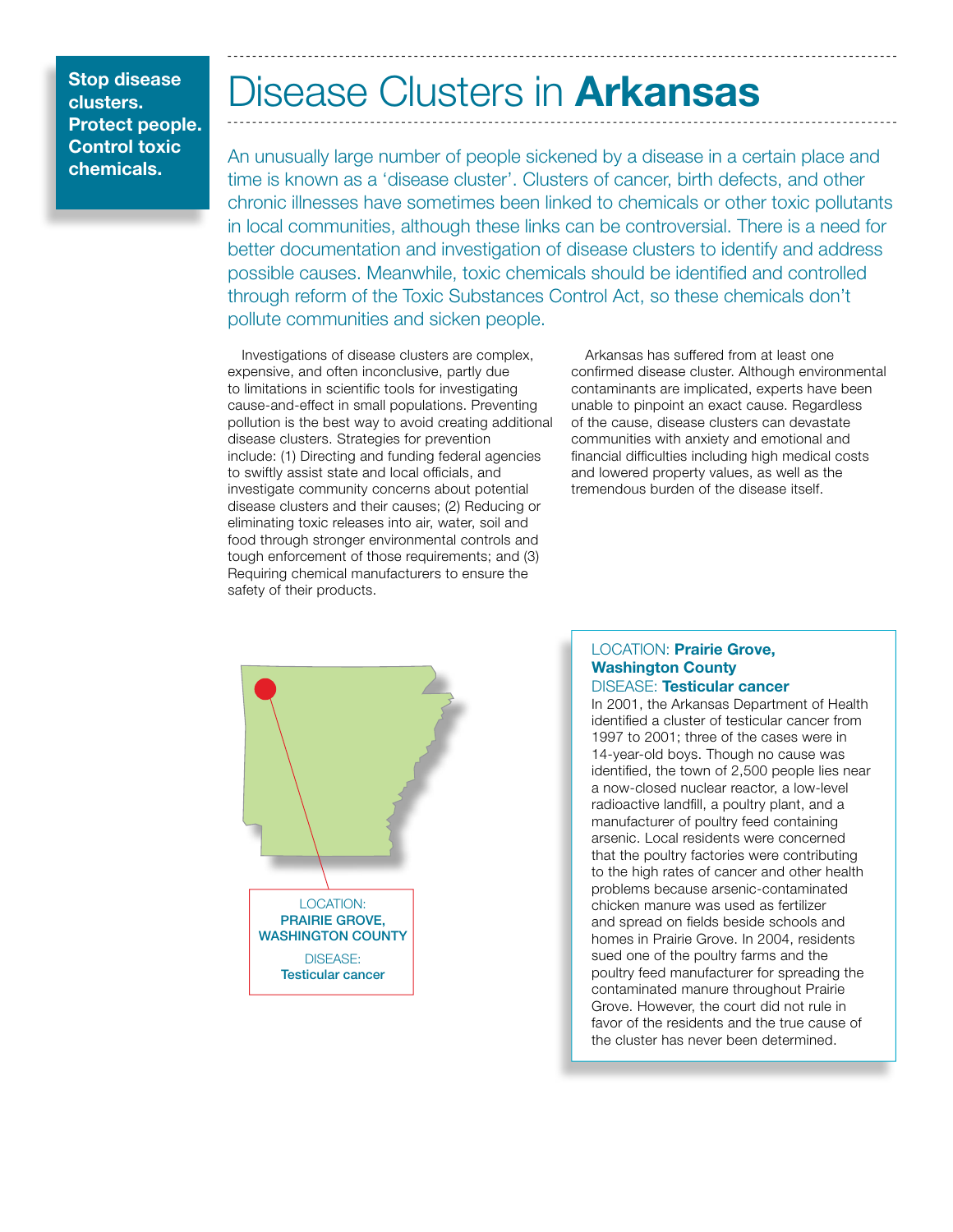**Stop disease clusters. Protect people. Control toxic chemicals.**

# Disease Clusters in **Arkansas**

An unusually large number of people sickened by a disease in a certain place and time is known as a 'disease cluster'. Clusters of cancer, birth defects, and other chronic illnesses have sometimes been linked to chemicals or other toxic pollutants in local communities, although these links can be controversial. There is a need for better documentation and investigation of disease clusters to identify and address possible causes. Meanwhile, toxic chemicals should be identified and controlled through reform of the Toxic Substances Control Act, so these chemicals don't pollute communities and sicken people.

Investigations of disease clusters are complex, expensive, and often inconclusive, partly due to limitations in scientific tools for investigating cause-and-effect in small populations. Preventing pollution is the best way to avoid creating additional disease clusters. Strategies for prevention include: (1) Directing and funding federal agencies to swiftly assist state and local officials, and investigate community concerns about potential disease clusters and their causes; (2) Reducing or eliminating toxic releases into air, water, soil and food through stronger environmental controls and tough enforcement of those requirements; and (3) Requiring chemical manufacturers to ensure the safety of their products.

Arkansas has suffered from at least one confirmed disease cluster. Although environmental contaminants are implicated, experts have been unable to pinpoint an exact cause. Regardless of the cause, disease clusters can devastate communities with anxiety and emotional and financial difficulties including high medical costs and lowered property values, as well as the tremendous burden of the disease itself.

LOCATION: **PRAIRIE GROVE, WASHINGTON COUNTY**
DISEASE: **Testicular cancer**

LOCATION: **Prairie Grove, Washington County**
DISEASE: **Testicular cancer**

In 2001, the Arkansas Department of Health identified a cluster of testicular cancer from 1997 to 2001; three of the cases were in 14-year-old boys. Though no cause was identified, the town of 2,500 people lies near a now-closed nuclear reactor, a low-level radioactive landfill, a poultry plant, and a manufacturer of poultry feed containing arsenic. Local residents were concerned that the poultry factories were contributing to the high rates of cancer and other health problems because arsenic-contaminated chicken manure was used as fertilizer and spread on fields beside schools and homes in Prairie Grove. In 2004, residents sued one of the poultry farms and the poultry feed manufacturer for spreading the contaminated manure throughout Prairie Grove. However, the court did not rule in favor of the residents and the true cause of the cluster has never been determined.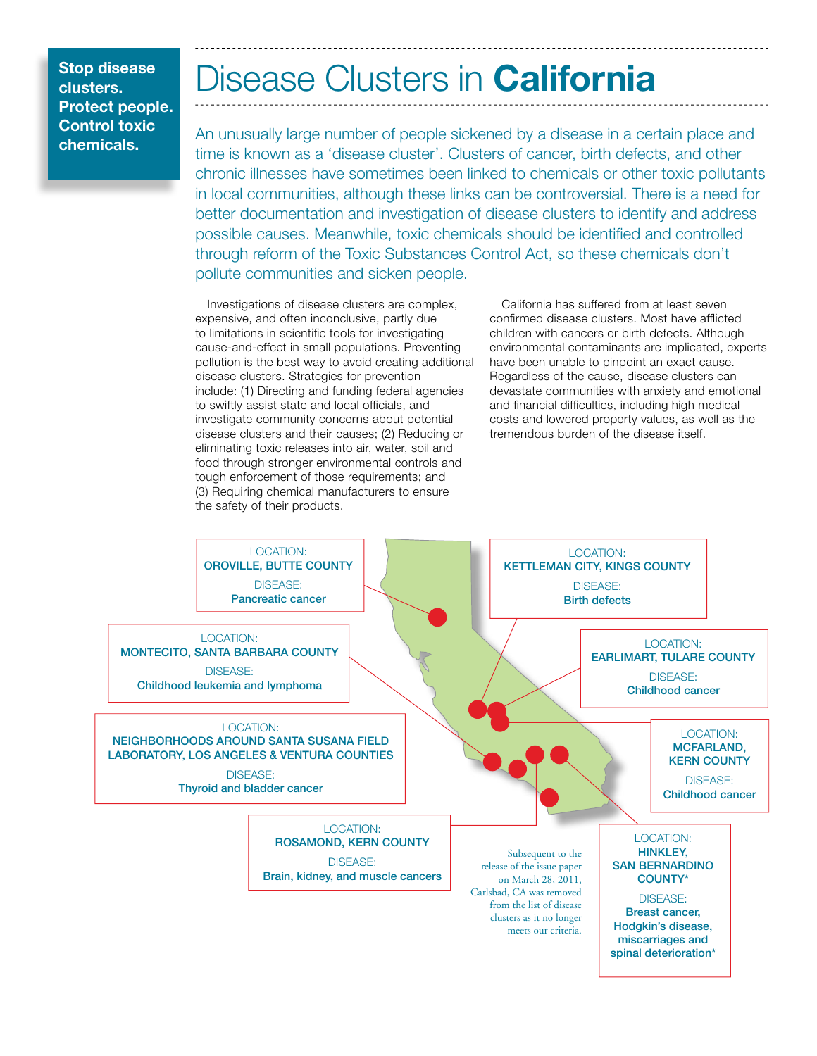**Stop disease clusters. Protect people. Control toxic chemicals.**

# Disease Clusters in **California**

An unusually large number of people sickened by a disease in a certain place and time is known as a 'disease cluster'. Clusters of cancer, birth defects, and other chronic illnesses have sometimes been linked to chemicals or other toxic pollutants in local communities, although these links can be controversial. There is a need for better documentation and investigation of disease clusters to identify and address possible causes. Meanwhile, toxic chemicals should be identified and controlled through reform of the Toxic Substances Control Act, so these chemicals don't pollute communities and sicken people.

Investigations of disease clusters are complex, expensive, and often inconclusive, partly due to limitations in scientific tools for investigating cause-and-effect in small populations. Preventing pollution is the best way to avoid creating additional disease clusters. Strategies for prevention include: (1) Directing and funding federal agencies to swiftly assist state and local officials, and investigate community concerns about potential disease clusters and their causes; (2) Reducing or eliminating toxic releases into air, water, soil and food through stronger environmental controls and tough enforcement of those requirements; and (3) Requiring chemical manufacturers to ensure the safety of their products.

California has suffered from at least seven confirmed disease clusters. Most have afflicted children with cancers or birth defects. Although environmental contaminants are implicated, experts have been unable to pinpoint an exact cause. Regardless of the cause, disease clusters can devastate communities with anxiety and emotional and financial difficulties, including high medical costs and lowered property values, as well as the tremendous burden of the disease itself.

LOCATION: **OROVILLE, BUTTE COUNTY**
DISEASE: **Pancreatic cancer**

LOCATION: **KETTLEMAN CITY, KINGS COUNTY**
DISEASE: **Birth defects**

LOCATION: **MONTECITO, SANTA BARBARA COUNTY**
DISEASE: **Childhood leukemia and lymphoma**

LOCATION: **EARLIMART, TULARE COUNTY**
DISEASE: **Childhood cancer**

LOCATION: **NEIGHBORHOODS AROUND SANTA SUSANA FIELD LABORATORY, LOS ANGELES & VENTURA COUNTIES**
DISEASE: **Thyroid and bladder cancer**

LOCATION: **MCFARLAND, KERN COUNTY**
DISEASE: **Childhood cancer**

LOCATION: **ROSAMOND, KERN COUNTY**
DISEASE: **Brain, kidney, and muscle cancers**

LOCATION: **HINKLEY, SAN BERNARDINO COUNTY***
DISEASE: **Breast cancer, Hodgkin's disease, miscarriages and spinal deterioration***

Subsequent to the release of the issue paper on March 28, 2011, Carlsbad, CA was removed from the list of disease clusters as it no longer meets our criteria.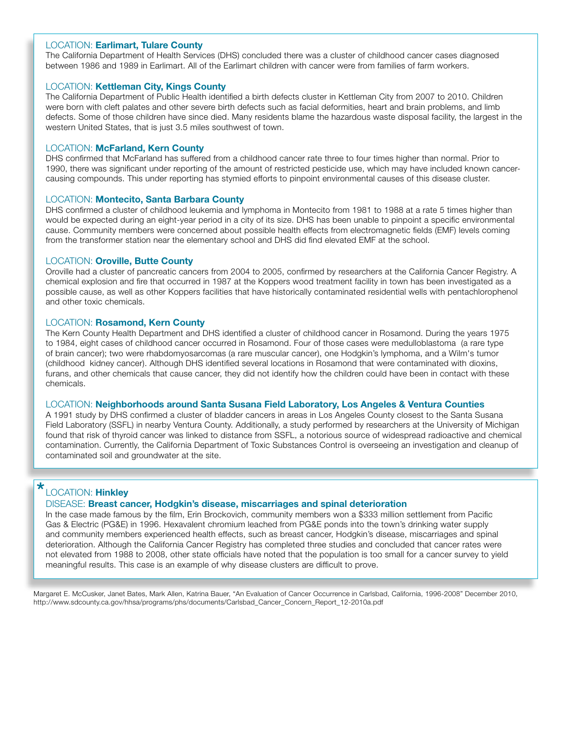LOCATION: **Earlimart, Tulare County**

The California Department of Health Services (DHS) concluded there was a cluster of childhood cancer cases diagnosed between 1986 and 1989 in Earlimart. All of the Earlimart children with cancer were from families of farm workers.

LOCATION: **Kettleman City, Kings County**

The California Department of Public Health identified a birth defects cluster in Kettleman City from 2007 to 2010. Children were born with cleft palates and other severe birth defects such as facial deformities, heart and brain problems, and limb defects. Some of those children have since died. Many residents blame the hazardous waste disposal facility, the largest in the western United States, that is just 3.5 miles southwest of town.

LOCATION: **McFarland, Kern County**

DHS confirmed that McFarland has suffered from a childhood cancer rate three to four times higher than normal. Prior to 1990, there was significant under reporting of the amount of restricted pesticide use, which may have included known cancer-causing compounds. This under reporting has stymied efforts to pinpoint environmental causes of this disease cluster.

LOCATION: **Montecito, Santa Barbara County**

DHS confirmed a cluster of childhood leukemia and lymphoma in Montecito from 1981 to 1988 at a rate 5 times higher than would be expected during an eight-year period in a city of its size. DHS has been unable to pinpoint a specific environmental cause. Community members were concerned about possible health effects from electromagnetic fields (EMF) levels coming from the transformer station near the elementary school and DHS did find elevated EMF at the school.

LOCATION: **Oroville, Butte County**

Oroville had a cluster of pancreatic cancers from 2004 to 2005, confirmed by researchers at the California Cancer Registry. A chemical explosion and fire that occurred in 1987 at the Koppers wood treatment facility in town has been investigated as a possible cause, as well as other Koppers facilities that have historically contaminated residential wells with pentachlorophenol and other toxic chemicals.

LOCATION: **Rosamond, Kern County**

The Kern County Health Department and DHS identified a cluster of childhood cancer in Rosamond. During the years 1975 to 1984, eight cases of childhood cancer occurred in Rosamond. Four of those cases were medulloblastoma (a rare type of brain cancer); two were rhabdomyosarcomas (a rare muscular cancer), one Hodgkin's lymphoma, and a Wilm's tumor (childhood kidney cancer). Although DHS identified several locations in Rosamond that were contaminated with dioxins, furans, and other chemicals that cause cancer, they did not identify how the children could have been in contact with these chemicals.

LOCATION: **Neighborhoods around Santa Susana Field Laboratory, Los Angeles & Ventura Counties**

A 1991 study by DHS confirmed a cluster of bladder cancers in areas in Los Angeles County closest to the Santa Susana Field Laboratory (SSFL) in nearby Ventura County. Additionally, a study performed by researchers at the University of Michigan found that risk of thyroid cancer was linked to distance from SSFL, a notorious source of widespread radioactive and chemical contamination. Currently, the California Department of Toxic Substances Control is overseeing an investigation and cleanup of contaminated soil and groundwater at the site.

\* LOCATION: **Hinkley**

DISEASE: **Breast cancer, Hodgkin's disease, miscarriages and spinal deterioration**

In the case made famous by the film, Erin Brockovich, community members won a $333 million settlement from Pacific Gas & Electric (PG&E) in 1996. Hexavalent chromium leached from PG&E ponds into the town's drinking water supply and community members experienced health effects, such as breast cancer, Hodgkin's disease, miscarriages and spinal deterioration. Although the California Cancer Registry has completed three studies and concluded that cancer rates were not elevated from 1988 to 2008, other state officials have noted that the population is too small for a cancer survey to yield meaningful results. This case is an example of why disease clusters are difficult to prove.

Margaret E. McCusker, Janet Bates, Mark Allen, Katrina Bauer, "An Evaluation of Cancer Occurrence in Carlsbad, California, 1996-2008" December 2010, http://www.sdcounty.ca.gov/hhsa/programs/phs/documents/Carlsbad_Cancer_Concern_Report_12-2010a.pdf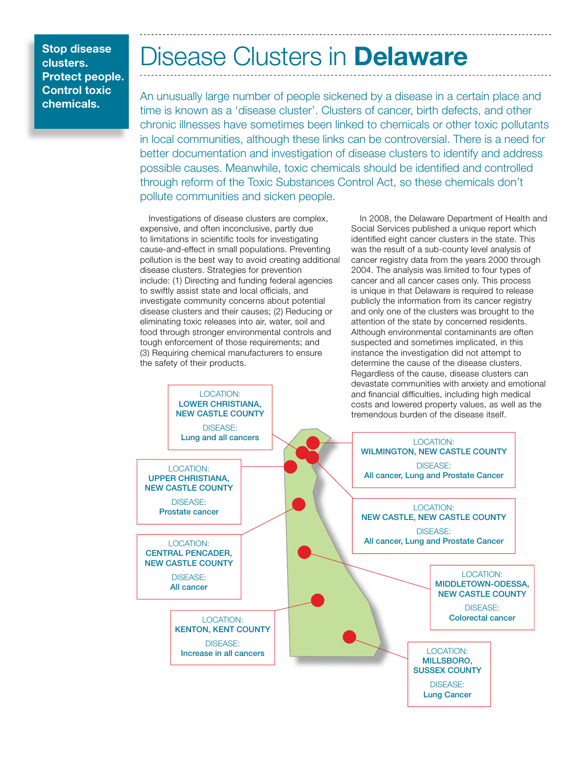**Stop disease clusters. Protect people. Control toxic chemicals.**

# Disease Clusters in **Delaware**

An unusually large number of people sickened by a disease in a certain place and time is known as a 'disease cluster'. Clusters of cancer, birth defects, and other chronic illnesses have sometimes been linked to chemicals or other toxic pollutants in local communities, although these links can be controversial. There is a need for better documentation and investigation of disease clusters to identify and address possible causes. Meanwhile, toxic chemicals should be identified and controlled through reform of the Toxic Substances Control Act, so these chemicals don't pollute communities and sicken people.

Investigations of disease clusters are complex, expensive, and often inconclusive, partly due to limitations in scientific tools for investigating cause-and-effect in small populations. Preventing pollution is the best way to avoid creating additional disease clusters. Strategies for prevention include: (1) Directing and funding federal agencies to swiftly assist state and local officials, and investigate community concerns about potential disease clusters and their causes; (2) Reducing or eliminating toxic releases into air, water, soil and food through stronger environmental controls and tough enforcement of those requirements; and (3) Requiring chemical manufacturers to ensure the safety of their products.

In 2008, the Delaware Department of Health and Social Services published a unique report which identified eight cancer clusters in the state. This was the result of a sub-county level analysis of cancer registry data from the years 2000 through 2004. The analysis was limited to four types of cancer and all cancer cases only. This process is unique in that Delaware is required to release publicly the information from its cancer registry and only one of the clusters was brought to the attention of the state by concerned residents. Although environmental contaminants are often suspected and sometimes implicated, in this instance the investigation did not attempt to determine the cause of the disease clusters. Regardless of the cause, disease clusters can devastate communities with anxiety and emotional and financial difficulties, including high medical costs and lowered property values, as well as the tremendous burden of the disease itself.

LOCATION: **LOWER CHRISTIANA, NEW CASTLE COUNTY**
DISEASE: **Lung and all cancers**

LOCATION: **WILMINGTON, NEW CASTLE COUNTY**
DISEASE: **All cancer, Lung and Prostate Cancer**

LOCATION: **UPPER CHRISTIANA, NEW CASTLE COUNTY**
DISEASE: **Prostate cancer**

LOCATION: **NEW CASTLE, NEW CASTLE COUNTY**
DISEASE: **All cancer, Lung and Prostate Cancer**

LOCATION: **CENTRAL PENCADER, NEW CASTLE COUNTY**
DISEASE: **All cancer**

LOCATION: **MIDDLETOWN-ODESSA, NEW CASTLE COUNTY**
DISEASE: **Colorectal cancer**

LOCATION: **KENTON, KENT COUNTY**
DISEASE: **Increase in all cancers**

LOCATION: **MILLSBORO, SUSSEX COUNTY**
DISEASE: **Lung Cancer**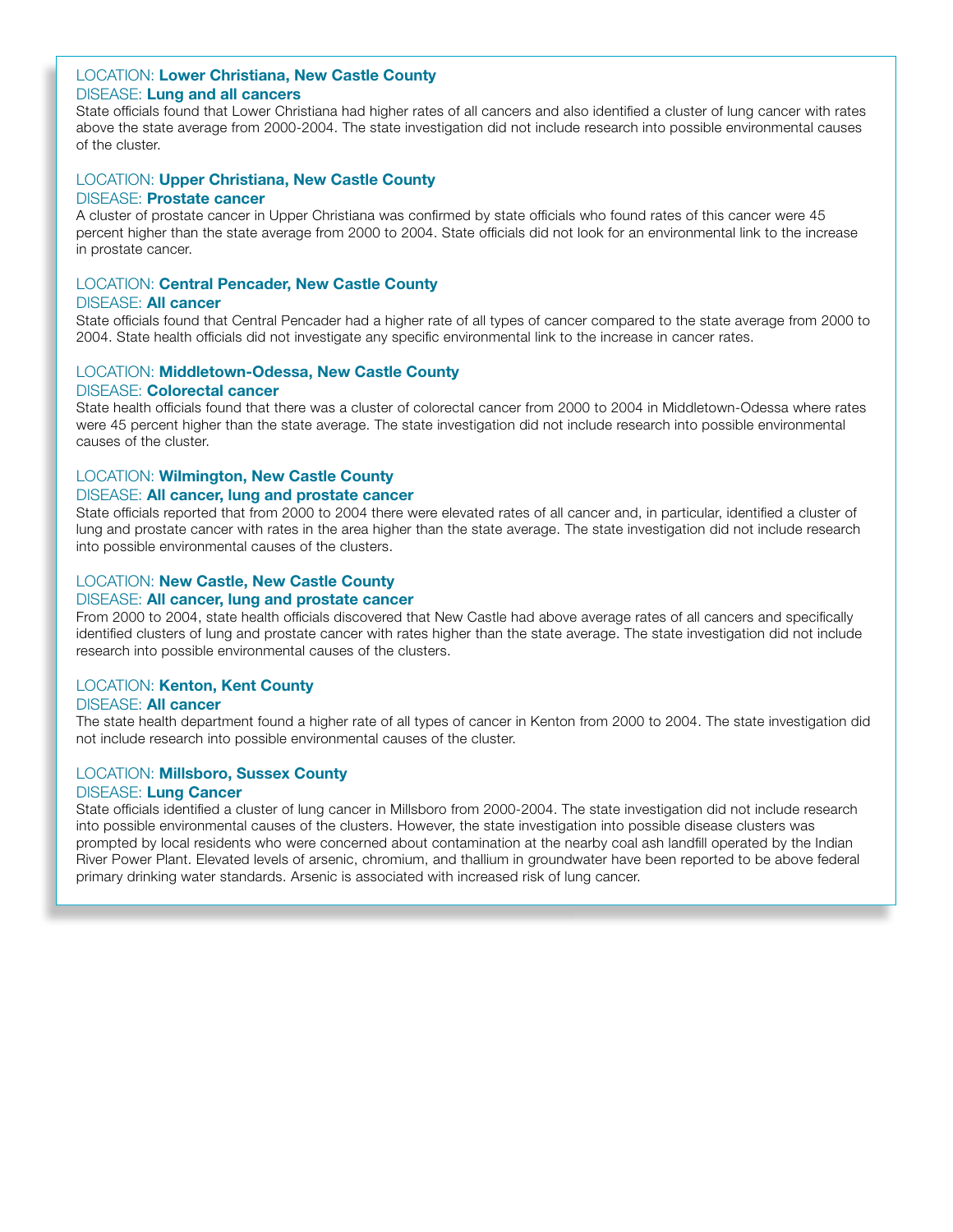LOCATION: **Lower Christiana, New Castle County**
DISEASE: **Lung and all cancers**
State officials found that Lower Christiana had higher rates of all cancers and also identified a cluster of lung cancer with rates above the state average from 2000-2004. The state investigation did not include research into possible environmental causes of the cluster.

LOCATION: **Upper Christiana, New Castle County**
DISEASE: **Prostate cancer**
A cluster of prostate cancer in Upper Christiana was confirmed by state officials who found rates of this cancer were 45 percent higher than the state average from 2000 to 2004. State officials did not look for an environmental link to the increase in prostate cancer.

LOCATION: **Central Pencader, New Castle County**
DISEASE: **All cancer**
State officials found that Central Pencader had a higher rate of all types of cancer compared to the state average from 2000 to 2004. State health officials did not investigate any specific environmental link to the increase in cancer rates.

LOCATION: **Middletown-Odessa, New Castle County**
DISEASE: **Colorectal cancer**
State health officials found that there was a cluster of colorectal cancer from 2000 to 2004 in Middletown-Odessa where rates were 45 percent higher than the state average. The state investigation did not include research into possible environmental causes of the cluster.

LOCATION: **Wilmington, New Castle County**
DISEASE: **All cancer, lung and prostate cancer**
State officials reported that from 2000 to 2004 there were elevated rates of all cancer and, in particular, identified a cluster of lung and prostate cancer with rates in the area higher than the state average. The state investigation did not include research into possible environmental causes of the clusters.

LOCATION: **New Castle, New Castle County**
DISEASE: **All cancer, lung and prostate cancer**
From 2000 to 2004, state health officials discovered that New Castle had above average rates of all cancers and specifically identified clusters of lung and prostate cancer with rates higher than the state average. The state investigation did not include research into possible environmental causes of the clusters.

LOCATION: **Kenton, Kent County**
DISEASE: **All cancer**
The state health department found a higher rate of all types of cancer in Kenton from 2000 to 2004. The state investigation did not include research into possible environmental causes of the cluster.

LOCATION: **Millsboro, Sussex County**
DISEASE: **Lung Cancer**
State officials identified a cluster of lung cancer in Millsboro from 2000-2004. The state investigation did not include research into possible environmental causes of the clusters. However, the state investigation into possible disease clusters was prompted by local residents who were concerned about contamination at the nearby coal ash landfill operated by the Indian River Power Plant. Elevated levels of arsenic, chromium, and thallium in groundwater have been reported to be above federal primary drinking water standards. Arsenic is associated with increased risk of lung cancer.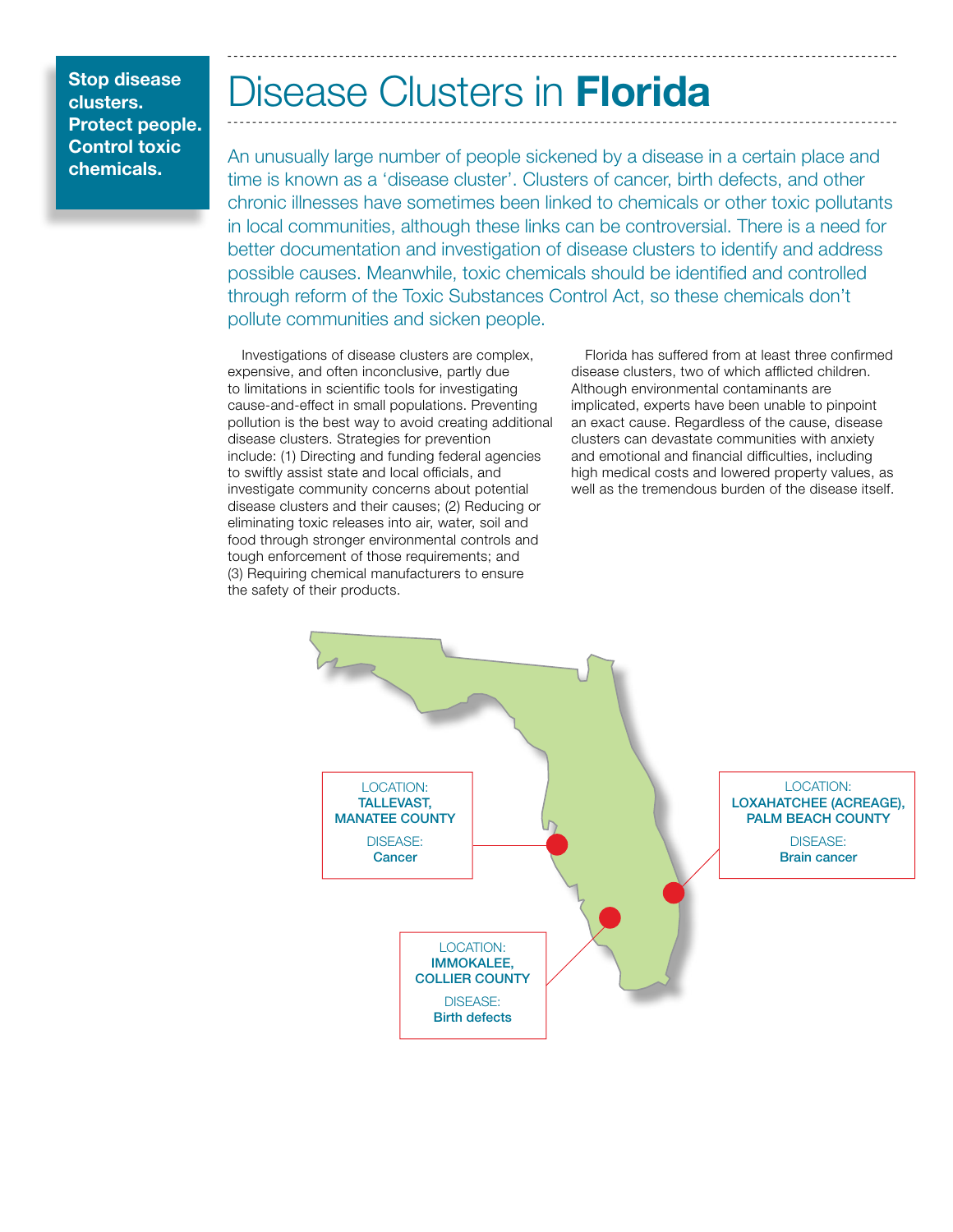**Stop disease clusters. Protect people. Control toxic chemicals.**

# Disease Clusters in **Florida**

An unusually large number of people sickened by a disease in a certain place and time is known as a 'disease cluster'. Clusters of cancer, birth defects, and other chronic illnesses have sometimes been linked to chemicals or other toxic pollutants in local communities, although these links can be controversial. There is a need for better documentation and investigation of disease clusters to identify and address possible causes. Meanwhile, toxic chemicals should be identified and controlled through reform of the Toxic Substances Control Act, so these chemicals don't pollute communities and sicken people.

Investigations of disease clusters are complex, expensive, and often inconclusive, partly due to limitations in scientific tools for investigating cause-and-effect in small populations. Preventing pollution is the best way to avoid creating additional disease clusters. Strategies for prevention include: (1) Directing and funding federal agencies to swiftly assist state and local officials, and investigate community concerns about potential disease clusters and their causes; (2) Reducing or eliminating toxic releases into air, water, soil and food through stronger environmental controls and tough enforcement of those requirements; and (3) Requiring chemical manufacturers to ensure the safety of their products.

Florida has suffered from at least three confirmed disease clusters, two of which afflicted children. Although environmental contaminants are implicated, experts have been unable to pinpoint an exact cause. Regardless of the cause, disease clusters can devastate communities with anxiety and emotional and financial difficulties, including high medical costs and lowered property values, as well as the tremendous burden of the disease itself.

LOCATION: **TALLEVAST, MANATEE COUNTY**
DISEASE: **Cancer**

LOCATION: **LOXAHATCHEE (ACREAGE), PALM BEACH COUNTY**
DISEASE: **Brain cancer**

LOCATION: **IMMOKALEE, COLLIER COUNTY**
DISEASE: **Birth defects**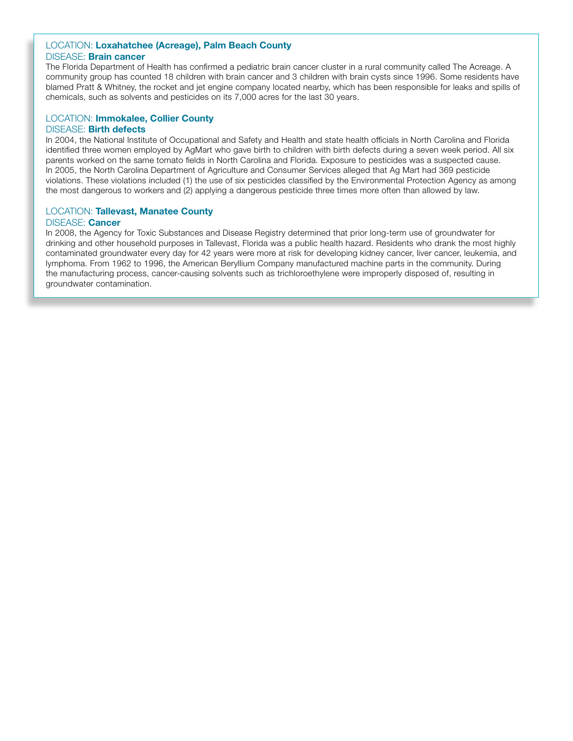LOCATION: **Loxahatchee (Acreage), Palm Beach County**

DISEASE: **Brain cancer**

The Florida Department of Health has confirmed a pediatric brain cancer cluster in a rural community called The Acreage. A community group has counted 18 children with brain cancer and 3 children with brain cysts since 1996. Some residents have blamed Pratt & Whitney, the rocket and jet engine company located nearby, which has been responsible for leaks and spills of chemicals, such as solvents and pesticides on its 7,000 acres for the last 30 years.

LOCATION: **Immokalee, Collier County**

DISEASE: **Birth defects**

In 2004, the National Institute of Occupational and Safety and Health and state health officials in North Carolina and Florida identified three women employed by AgMart who gave birth to children with birth defects during a seven week period. All six parents worked on the same tomato fields in North Carolina and Florida. Exposure to pesticides was a suspected cause. In 2005, the North Carolina Department of Agriculture and Consumer Services alleged that Ag Mart had 369 pesticide violations. These violations included (1) the use of six pesticides classified by the Environmental Protection Agency as among the most dangerous to workers and (2) applying a dangerous pesticide three times more often than allowed by law.

LOCATION: **Tallevast, Manatee County**

DISEASE: **Cancer**

In 2008, the Agency for Toxic Substances and Disease Registry determined that prior long-term use of groundwater for drinking and other household purposes in Tallevast, Florida was a public health hazard. Residents who drank the most highly contaminated groundwater every day for 42 years were more at risk for developing kidney cancer, liver cancer, leukemia, and lymphoma. From 1962 to 1996, the American Beryllium Company manufactured machine parts in the community. During the manufacturing process, cancer-causing solvents such as trichloroethylene were improperly disposed of, resulting in groundwater contamination.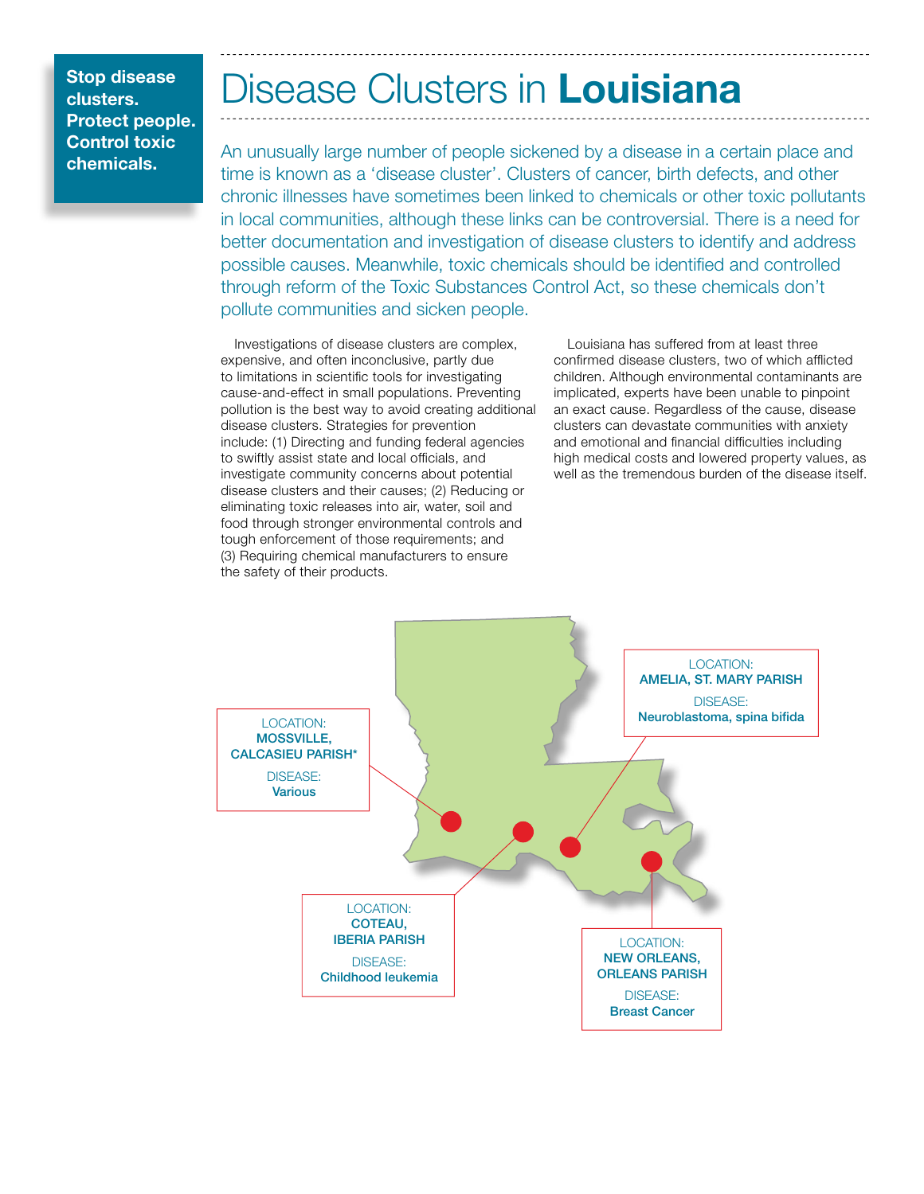**Stop disease clusters. Protect people. Control toxic chemicals.**

# Disease Clusters in **Louisiana**

An unusually large number of people sickened by a disease in a certain place and time is known as a 'disease cluster'. Clusters of cancer, birth defects, and other chronic illnesses have sometimes been linked to chemicals or other toxic pollutants in local communities, although these links can be controversial. There is a need for better documentation and investigation of disease clusters to identify and address possible causes. Meanwhile, toxic chemicals should be identified and controlled through reform of the Toxic Substances Control Act, so these chemicals don't pollute communities and sicken people.

Investigations of disease clusters are complex, expensive, and often inconclusive, partly due to limitations in scientific tools for investigating cause-and-effect in small populations. Preventing pollution is the best way to avoid creating additional disease clusters. Strategies for prevention include: (1) Directing and funding federal agencies to swiftly assist state and local officials, and investigate community concerns about potential disease clusters and their causes; (2) Reducing or eliminating toxic releases into air, water, soil and food through stronger environmental controls and tough enforcement of those requirements; and (3) Requiring chemical manufacturers to ensure the safety of their products.

Louisiana has suffered from at least three confirmed disease clusters, two of which afflicted children. Although environmental contaminants are implicated, experts have been unable to pinpoint an exact cause. Regardless of the cause, disease clusters can devastate communities with anxiety and emotional and financial difficulties including high medical costs and lowered property values, as well as the tremendous burden of the disease itself.

LOCATION: **MOSSVILLE, CALCASIEU PARISH***
DISEASE: **Various**

LOCATION: **AMELIA, ST. MARY PARISH**
DISEASE: **Neuroblastoma, spina bifida**

LOCATION: **COTEAU, IBERIA PARISH**
DISEASE: **Childhood leukemia**

LOCATION: **NEW ORLEANS, ORLEANS PARISH**
DISEASE: **Breast Cancer**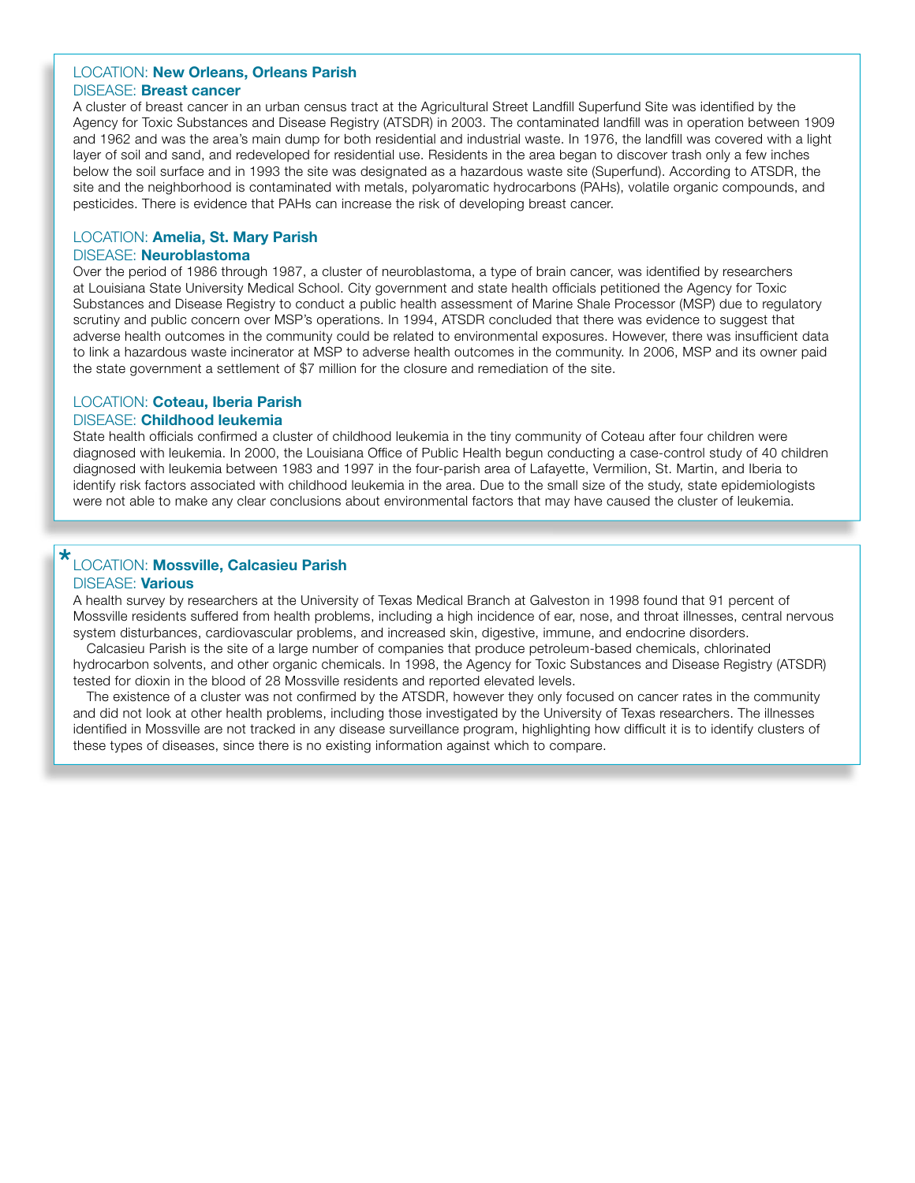LOCATION: **New Orleans, Orleans Parish**
DISEASE: **Breast cancer**

A cluster of breast cancer in an urban census tract at the Agricultural Street Landfill Superfund Site was identified by the Agency for Toxic Substances and Disease Registry (ATSDR) in 2003. The contaminated landfill was in operation between 1909 and 1962 and was the area's main dump for both residential and industrial waste. In 1976, the landfill was covered with a light layer of soil and sand, and redeveloped for residential use. Residents in the area began to discover trash only a few inches below the soil surface and in 1993 the site was designated as a hazardous waste site (Superfund). According to ATSDR, the site and the neighborhood is contaminated with metals, polyaromatic hydrocarbons (PAHs), volatile organic compounds, and pesticides. There is evidence that PAHs can increase the risk of developing breast cancer.

LOCATION: **Amelia, St. Mary Parish**
DISEASE: **Neuroblastoma**

Over the period of 1986 through 1987, a cluster of neuroblastoma, a type of brain cancer, was identified by researchers at Louisiana State University Medical School. City government and state health officials petitioned the Agency for Toxic Substances and Disease Registry to conduct a public health assessment of Marine Shale Processor (MSP) due to regulatory scrutiny and public concern over MSP's operations. In 1994, ATSDR concluded that there was evidence to suggest that adverse health outcomes in the community could be related to environmental exposures. However, there was insufficient data to link a hazardous waste incinerator at MSP to adverse health outcomes in the community. In 2006, MSP and its owner paid the state government a settlement of $7 million for the closure and remediation of the site.

LOCATION: **Coteau, Iberia Parish**
DISEASE: **Childhood leukemia**

State health officials confirmed a cluster of childhood leukemia in the tiny community of Coteau after four children were diagnosed with leukemia. In 2000, the Louisiana Office of Public Health begun conducting a case-control study of 40 children diagnosed with leukemia between 1983 and 1997 in the four-parish area of Lafayette, Vermilion, St. Martin, and Iberia to identify risk factors associated with childhood leukemia in the area. Due to the small size of the study, state epidemiologists were not able to make any clear conclusions about environmental factors that may have caused the cluster of leukemia.

* LOCATION: **Mossville, Calcasieu Parish**
DISEASE: **Various**

A health survey by researchers at the University of Texas Medical Branch at Galveston in 1998 found that 91 percent of Mossville residents suffered from health problems, including a high incidence of ear, nose, and throat illnesses, central nervous system disturbances, cardiovascular problems, and increased skin, digestive, immune, and endocrine disorders.

Calcasieu Parish is the site of a large number of companies that produce petroleum-based chemicals, chlorinated hydrocarbon solvents, and other organic chemicals. In 1998, the Agency for Toxic Substances and Disease Registry (ATSDR) tested for dioxin in the blood of 28 Mossville residents and reported elevated levels.

The existence of a cluster was not confirmed by the ATSDR, however they only focused on cancer rates in the community and did not look at other health problems, including those investigated by the University of Texas researchers. The illnesses identified in Mossville are not tracked in any disease surveillance program, highlighting how difficult it is to identify clusters of these types of diseases, since there is no existing information against which to compare.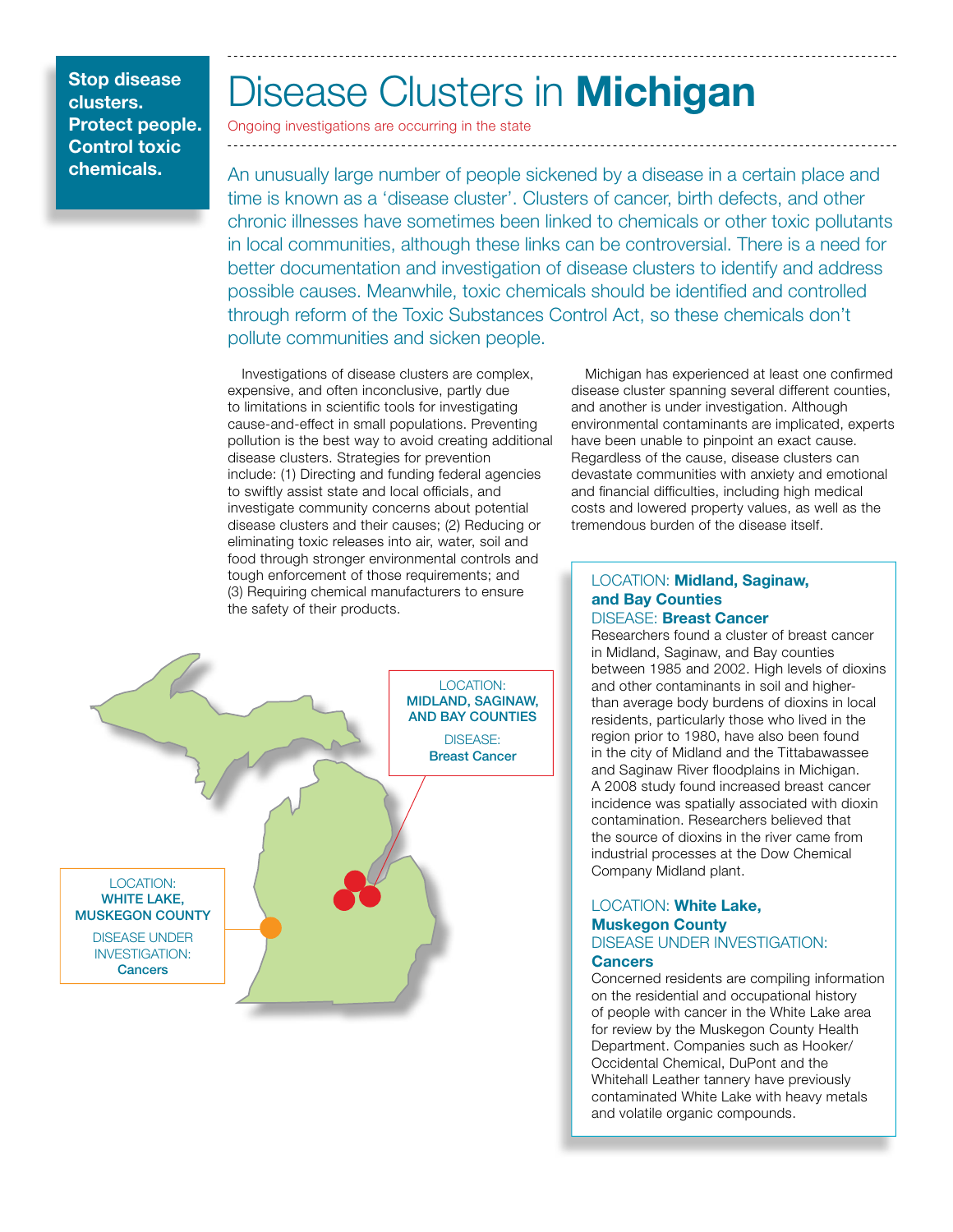**Stop disease clusters. Protect people. Control toxic chemicals.**

# Disease Clusters in **Michigan**

Ongoing investigations are occurring in the state

An unusually large number of people sickened by a disease in a certain place and time is known as a 'disease cluster'. Clusters of cancer, birth defects, and other chronic illnesses have sometimes been linked to chemicals or other toxic pollutants in local communities, although these links can be controversial. There is a need for better documentation and investigation of disease clusters to identify and address possible causes. Meanwhile, toxic chemicals should be identified and controlled through reform of the Toxic Substances Control Act, so these chemicals don't pollute communities and sicken people.

Investigations of disease clusters are complex, expensive, and often inconclusive, partly due to limitations in scientific tools for investigating cause-and-effect in small populations. Preventing pollution is the best way to avoid creating additional disease clusters. Strategies for prevention include: (1) Directing and funding federal agencies to swiftly assist state and local officials, and investigate community concerns about potential disease clusters and their causes; (2) Reducing or eliminating toxic releases into air, water, soil and food through stronger environmental controls and tough enforcement of those requirements; and (3) Requiring chemical manufacturers to ensure the safety of their products.

Michigan has experienced at least one confirmed disease cluster spanning several different counties, and another is under investigation. Although environmental contaminants are implicated, experts have been unable to pinpoint an exact cause. Regardless of the cause, disease clusters can devastate communities with anxiety and emotional and financial difficulties, including high medical costs and lowered property values, as well as the tremendous burden of the disease itself.

LOCATION: **MIDLAND, SAGINAW, AND BAY COUNTIES**
DISEASE: **Breast Cancer**

LOCATION: **WHITE LAKE, MUSKEGON COUNTY**
DISEASE UNDER INVESTIGATION: **Cancers**

LOCATION: **Midland, Saginaw, and Bay Counties**
DISEASE: **Breast Cancer**

Researchers found a cluster of breast cancer in Midland, Saginaw, and Bay counties between 1985 and 2002. High levels of dioxins and other contaminants in soil and higher-than average body burdens of dioxins in local residents, particularly those who lived in the region prior to 1980, have also been found in the city of Midland and the Tittabawassee and Saginaw River floodplains in Michigan. A 2008 study found increased breast cancer incidence was spatially associated with dioxin contamination. Researchers believed that the source of dioxins in the river came from industrial processes at the Dow Chemical Company Midland plant.

LOCATION: **White Lake, Muskegon County**
DISEASE UNDER INVESTIGATION: **Cancers**

Concerned residents are compiling information on the residential and occupational history of people with cancer in the White Lake area for review by the Muskegon County Health Department. Companies such as Hooker/Occidental Chemical, DuPont and the Whitehall Leather tannery have previously contaminated White Lake with heavy metals and volatile organic compounds.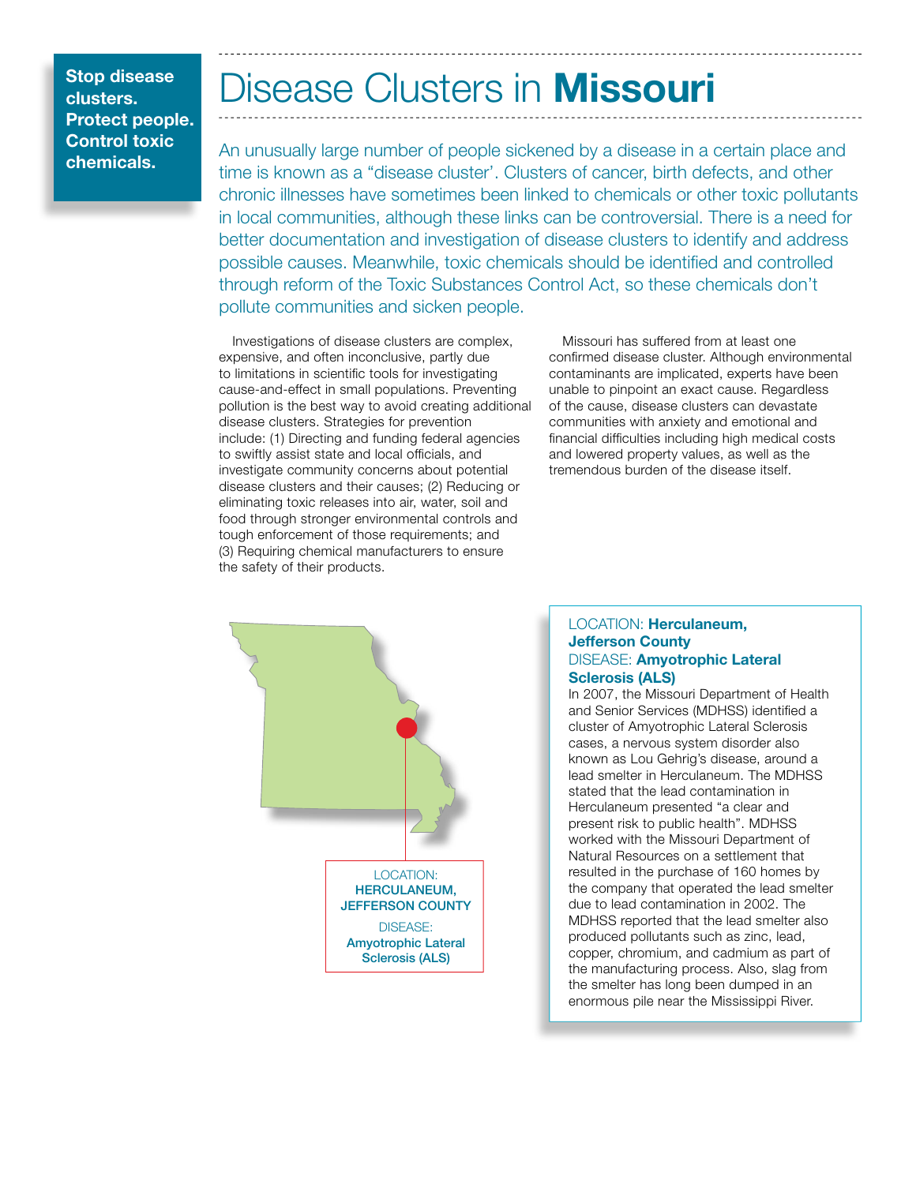**Stop disease clusters. Protect people. Control toxic chemicals.**

# Disease Clusters in **Missouri**

An unusually large number of people sickened by a disease in a certain place and time is known as a "disease cluster'. Clusters of cancer, birth defects, and other chronic illnesses have sometimes been linked to chemicals or other toxic pollutants in local communities, although these links can be controversial. There is a need for better documentation and investigation of disease clusters to identify and address possible causes. Meanwhile, toxic chemicals should be identified and controlled through reform of the Toxic Substances Control Act, so these chemicals don't pollute communities and sicken people.

Investigations of disease clusters are complex, expensive, and often inconclusive, partly due to limitations in scientific tools for investigating cause-and-effect in small populations. Preventing pollution is the best way to avoid creating additional disease clusters. Strategies for prevention include: (1) Directing and funding federal agencies to swiftly assist state and local officials, and investigate community concerns about potential disease clusters and their causes; (2) Reducing or eliminating toxic releases into air, water, soil and food through stronger environmental controls and tough enforcement of those requirements; and (3) Requiring chemical manufacturers to ensure the safety of their products.

Missouri has suffered from at least one confirmed disease cluster. Although environmental contaminants are implicated, experts have been unable to pinpoint an exact cause. Regardless of the cause, disease clusters can devastate communities with anxiety and emotional and financial difficulties including high medical costs and lowered property values, as well as the tremendous burden of the disease itself.

LOCATION: **HERCULANEUM, JEFFERSON COUNTY**

DISEASE: **Amyotrophic Lateral Sclerosis (ALS)**

LOCATION: **Herculaneum, Jefferson County**
DISEASE: **Amyotrophic Lateral Sclerosis (ALS)**

In 2007, the Missouri Department of Health and Senior Services (MDHSS) identified a cluster of Amyotrophic Lateral Sclerosis cases, a nervous system disorder also known as Lou Gehrig's disease, around a lead smelter in Herculaneum. The MDHSS stated that the lead contamination in Herculaneum presented "a clear and present risk to public health". MDHSS worked with the Missouri Department of Natural Resources on a settlement that resulted in the purchase of 160 homes by the company that operated the lead smelter due to lead contamination in 2002. The MDHSS reported that the lead smelter also produced pollutants such as zinc, lead, copper, chromium, and cadmium as part of the manufacturing process. Also, slag from the smelter has long been dumped in an enormous pile near the Mississippi River.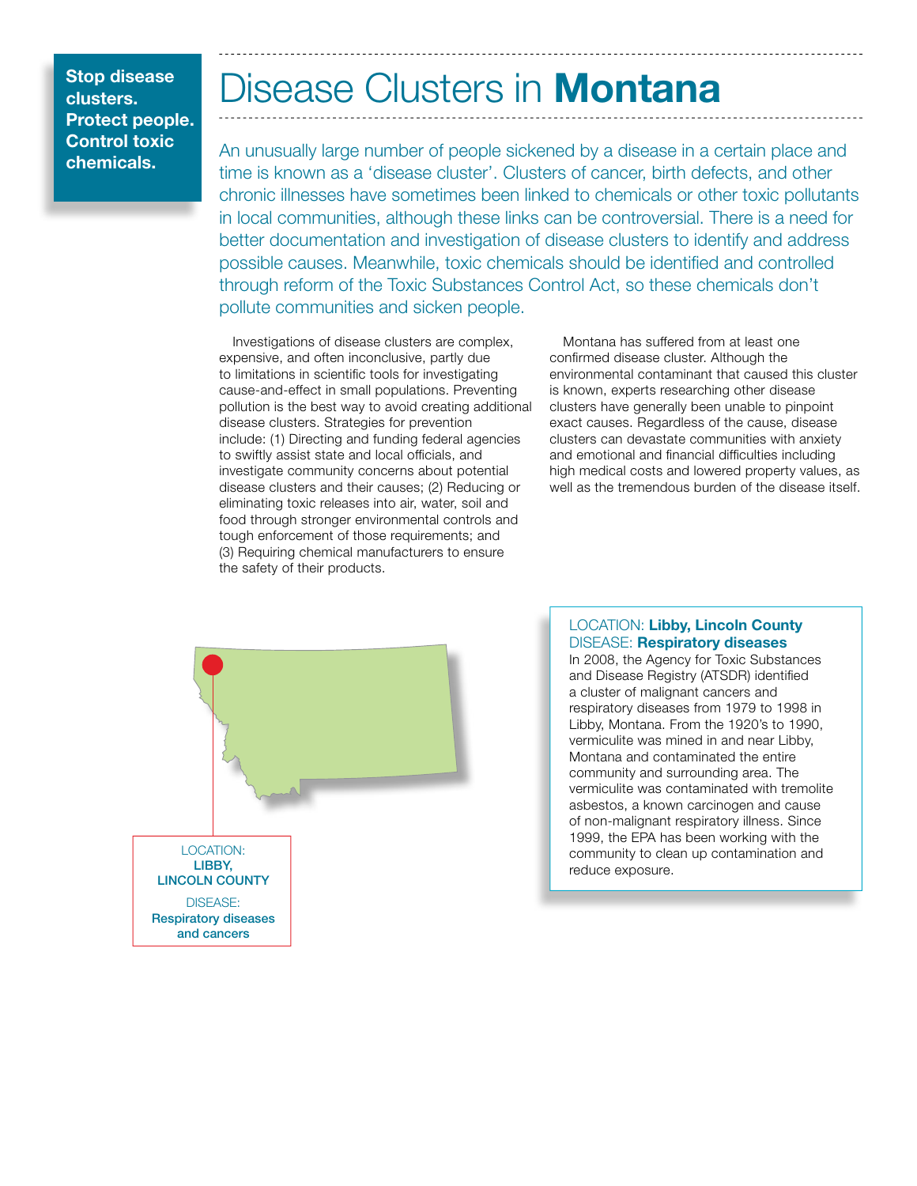**Stop disease clusters. Protect people. Control toxic chemicals.**

# Disease Clusters in **Montana**

An unusually large number of people sickened by a disease in a certain place and time is known as a 'disease cluster'. Clusters of cancer, birth defects, and other chronic illnesses have sometimes been linked to chemicals or other toxic pollutants in local communities, although these links can be controversial. There is a need for better documentation and investigation of disease clusters to identify and address possible causes. Meanwhile, toxic chemicals should be identified and controlled through reform of the Toxic Substances Control Act, so these chemicals don't pollute communities and sicken people.

Investigations of disease clusters are complex, expensive, and often inconclusive, partly due to limitations in scientific tools for investigating cause-and-effect in small populations. Preventing pollution is the best way to avoid creating additional disease clusters. Strategies for prevention include: (1) Directing and funding federal agencies to swiftly assist state and local officials, and investigate community concerns about potential disease clusters and their causes; (2) Reducing or eliminating toxic releases into air, water, soil and food through stronger environmental controls and tough enforcement of those requirements; and (3) Requiring chemical manufacturers to ensure the safety of their products.

Montana has suffered from at least one confirmed disease cluster. Although the environmental contaminant that caused this cluster is known, experts researching other disease clusters have generally been unable to pinpoint exact causes. Regardless of the cause, disease clusters can devastate communities with anxiety and emotional and financial difficulties including high medical costs and lowered property values, as well as the tremendous burden of the disease itself.

LOCATION: **LIBBY, LINCOLN COUNTY**
DISEASE: **Respiratory diseases and cancers**

LOCATION: **Libby, Lincoln County**
DISEASE: **Respiratory diseases**

In 2008, the Agency for Toxic Substances and Disease Registry (ATSDR) identified a cluster of malignant cancers and respiratory diseases from 1979 to 1998 in Libby, Montana. From the 1920's to 1990, vermiculite was mined in and near Libby, Montana and contaminated the entire community and surrounding area. The vermiculite was contaminated with tremolite asbestos, a known carcinogen and cause of non-malignant respiratory illness. Since 1999, the EPA has been working with the community to clean up contamination and reduce exposure.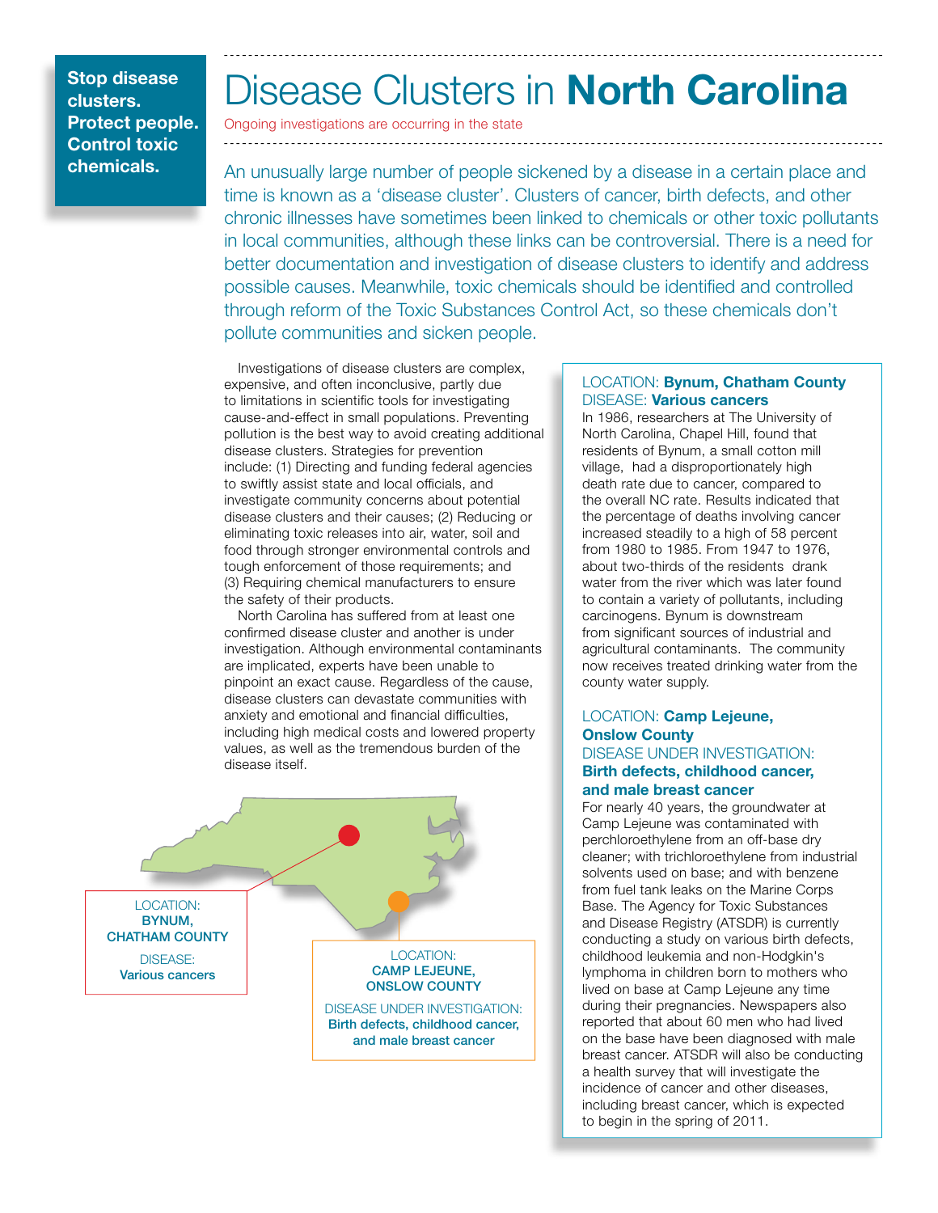**Stop disease clusters. Protect people. Control toxic chemicals.**

# Disease Clusters in **North Carolina**

Ongoing investigations are occurring in the state

An unusually large number of people sickened by a disease in a certain place and time is known as a 'disease cluster'. Clusters of cancer, birth defects, and other chronic illnesses have sometimes been linked to chemicals or other toxic pollutants in local communities, although these links can be controversial. There is a need for better documentation and investigation of disease clusters to identify and address possible causes. Meanwhile, toxic chemicals should be identified and controlled through reform of the Toxic Substances Control Act, so these chemicals don't pollute communities and sicken people.

Investigations of disease clusters are complex, expensive, and often inconclusive, partly due to limitations in scientific tools for investigating cause-and-effect in small populations. Preventing pollution is the best way to avoid creating additional disease clusters. Strategies for prevention include: (1) Directing and funding federal agencies to swiftly assist state and local officials, and investigate community concerns about potential disease clusters and their causes; (2) Reducing or eliminating toxic releases into air, water, soil and food through stronger environmental controls and tough enforcement of those requirements; and (3) Requiring chemical manufacturers to ensure the safety of their products.

North Carolina has suffered from at least one confirmed disease cluster and another is under investigation. Although environmental contaminants are implicated, experts have been unable to pinpoint an exact cause. Regardless of the cause, disease clusters can devastate communities with anxiety and emotional and financial difficulties, including high medical costs and lowered property values, as well as the tremendous burden of the disease itself.

LOCATION: **BYNUM, CHATHAM COUNTY**
DISEASE: **Various cancers**

LOCATION: **CAMP LEJEUNE, ONSLOW COUNTY**
DISEASE UNDER INVESTIGATION: **Birth defects, childhood cancer, and male breast cancer**

LOCATION: **Bynum, Chatham County**
DISEASE: **Various cancers**

In 1986, researchers at The University of North Carolina, Chapel Hill, found that residents of Bynum, a small cotton mill village, had a disproportionately high death rate due to cancer, compared to the overall NC rate. Results indicated that the percentage of deaths involving cancer increased steadily to a high of 58 percent from 1980 to 1985. From 1947 to 1976, about two-thirds of the residents drank water from the river which was later found to contain a variety of pollutants, including carcinogens. Bynum is downstream from significant sources of industrial and agricultural contaminants. The community now receives treated drinking water from the county water supply.

LOCATION: **Camp Lejeune, Onslow County**
DISEASE UNDER INVESTIGATION: **Birth defects, childhood cancer, and male breast cancer**

For nearly 40 years, the groundwater at Camp Lejeune was contaminated with perchloroethylene from an off-base dry cleaner; with trichloroethylene from industrial solvents used on base; and with benzene from fuel tank leaks on the Marine Corps Base. The Agency for Toxic Substances and Disease Registry (ATSDR) is currently conducting a study on various birth defects, childhood leukemia and non-Hodgkin's lymphoma in children born to mothers who lived on base at Camp Lejeune any time during their pregnancies. Newspapers also reported that about 60 men who had lived on the base have been diagnosed with male breast cancer. ATSDR will also be conducting a health survey that will investigate the incidence of cancer and other diseases, including breast cancer, which is expected to begin in the spring of 2011.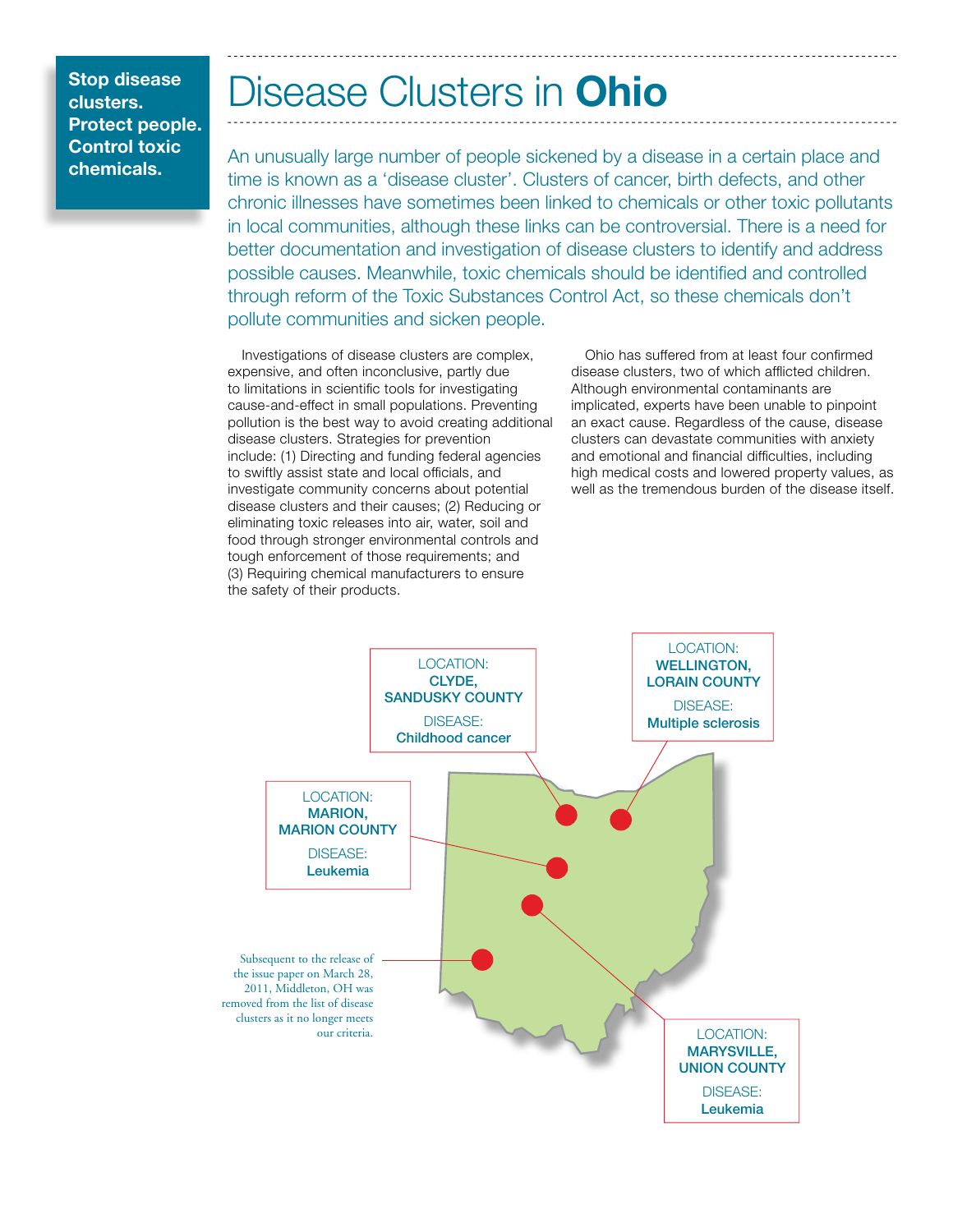**Stop disease clusters. Protect people. Control toxic chemicals.**

# Disease Clusters in **Ohio**

An unusually large number of people sickened by a disease in a certain place and time is known as a 'disease cluster'. Clusters of cancer, birth defects, and other chronic illnesses have sometimes been linked to chemicals or other toxic pollutants in local communities, although these links can be controversial. There is a need for better documentation and investigation of disease clusters to identify and address possible causes. Meanwhile, toxic chemicals should be identified and controlled through reform of the Toxic Substances Control Act, so these chemicals don't pollute communities and sicken people.

Investigations of disease clusters are complex, expensive, and often inconclusive, partly due to limitations in scientific tools for investigating cause-and-effect in small populations. Preventing pollution is the best way to avoid creating additional disease clusters. Strategies for prevention include: (1) Directing and funding federal agencies to swiftly assist state and local officials, and investigate community concerns about potential disease clusters and their causes; (2) Reducing or eliminating toxic releases into air, water, soil and food through stronger environmental controls and tough enforcement of those requirements; and (3) Requiring chemical manufacturers to ensure the safety of their products.

Ohio has suffered from at least four confirmed disease clusters, two of which afflicted children. Although environmental contaminants are implicated, experts have been unable to pinpoint an exact cause. Regardless of the cause, disease clusters can devastate communities with anxiety and emotional and financial difficulties, including high medical costs and lowered property values, as well as the tremendous burden of the disease itself.

LOCATION: **CLYDE, SANDUSKY COUNTY**
DISEASE: **Childhood cancer**

LOCATION: **WELLINGTON, LORAIN COUNTY**
DISEASE: **Multiple sclerosis**

LOCATION: **MARION, MARION COUNTY**
DISEASE: **Leukemia**

LOCATION: **MARYSVILLE, UNION COUNTY**
DISEASE: **Leukemia**

Subsequent to the release of the issue paper on March 28, 2011, Middleton, OH was removed from the list of disease clusters as it no longer meets our criteria.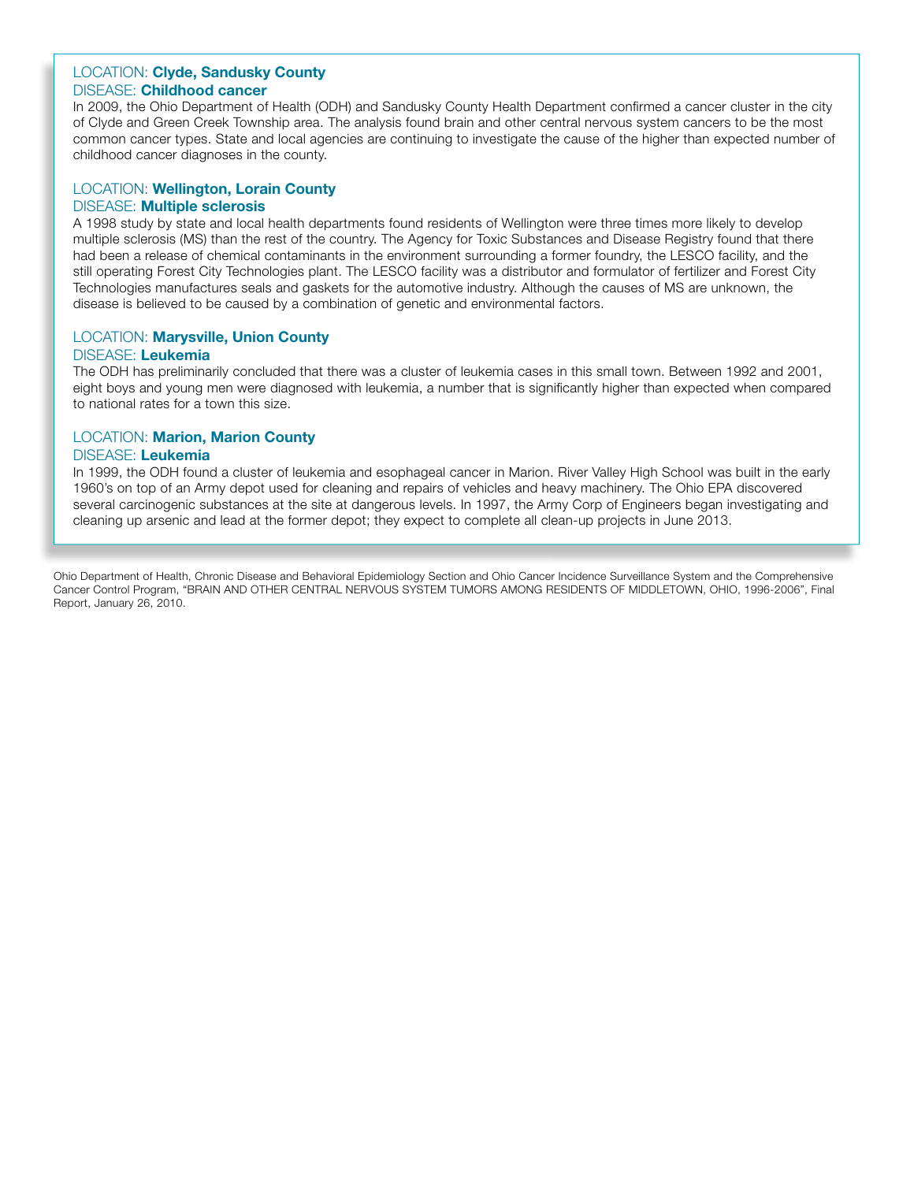LOCATION: **Clyde, Sandusky County**
DISEASE: **Childhood cancer**

In 2009, the Ohio Department of Health (ODH) and Sandusky County Health Department confirmed a cancer cluster in the city of Clyde and Green Creek Township area. The analysis found brain and other central nervous system cancers to be the most common cancer types. State and local agencies are continuing to investigate the cause of the higher than expected number of childhood cancer diagnoses in the county.

LOCATION: **Wellington, Lorain County**
DISEASE: **Multiple sclerosis**

A 1998 study by state and local health departments found residents of Wellington were three times more likely to develop multiple sclerosis (MS) than the rest of the country. The Agency for Toxic Substances and Disease Registry found that there had been a release of chemical contaminants in the environment surrounding a former foundry, the LESCO facility, and the still operating Forest City Technologies plant. The LESCO facility was a distributor and formulator of fertilizer and Forest City Technologies manufactures seals and gaskets for the automotive industry. Although the causes of MS are unknown, the disease is believed to be caused by a combination of genetic and environmental factors.

LOCATION: **Marysville, Union County**
DISEASE: **Leukemia**

The ODH has preliminarily concluded that there was a cluster of leukemia cases in this small town. Between 1992 and 2001, eight boys and young men were diagnosed with leukemia, a number that is significantly higher than expected when compared to national rates for a town this size.

LOCATION: **Marion, Marion County**
DISEASE: **Leukemia**

In 1999, the ODH found a cluster of leukemia and esophageal cancer in Marion. River Valley High School was built in the early 1960's on top of an Army depot used for cleaning and repairs of vehicles and heavy machinery. The Ohio EPA discovered several carcinogenic substances at the site at dangerous levels. In 1997, the Army Corp of Engineers began investigating and cleaning up arsenic and lead at the former depot; they expect to complete all clean-up projects in June 2013.

Ohio Department of Health, Chronic Disease and Behavioral Epidemiology Section and Ohio Cancer Incidence Surveillance System and the Comprehensive Cancer Control Program, "BRAIN AND OTHER CENTRAL NERVOUS SYSTEM TUMORS AMONG RESIDENTS OF MIDDLETOWN, OHIO, 1996-2006", Final Report, January 26, 2010.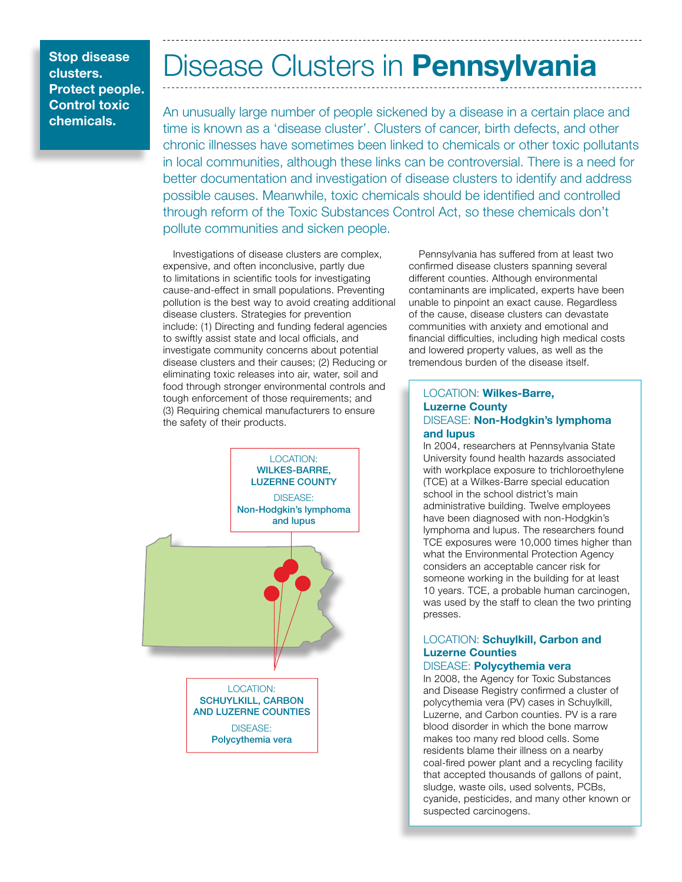**Stop disease clusters. Protect people. Control toxic chemicals.**

# Disease Clusters in **Pennsylvania**

An unusually large number of people sickened by a disease in a certain place and time is known as a 'disease cluster'. Clusters of cancer, birth defects, and other chronic illnesses have sometimes been linked to chemicals or other toxic pollutants in local communities, although these links can be controversial. There is a need for better documentation and investigation of disease clusters to identify and address possible causes. Meanwhile, toxic chemicals should be identified and controlled through reform of the Toxic Substances Control Act, so these chemicals don't pollute communities and sicken people.

Investigations of disease clusters are complex, expensive, and often inconclusive, partly due to limitations in scientific tools for investigating cause-and-effect in small populations. Preventing pollution is the best way to avoid creating additional disease clusters. Strategies for prevention include: (1) Directing and funding federal agencies to swiftly assist state and local officials, and investigate community concerns about potential disease clusters and their causes; (2) Reducing or eliminating toxic releases into air, water, soil and food through stronger environmental controls and tough enforcement of those requirements; and (3) Requiring chemical manufacturers to ensure the safety of their products.

LOCATION: **WILKES-BARRE, LUZERNE COUNTY**
DISEASE: **Non-Hodgkin's lymphoma and lupus**

LOCATION: **SCHUYLKILL, CARBON AND LUZERNE COUNTIES**
DISEASE: **Polycythemia vera**

Pennsylvania has suffered from at least two confirmed disease clusters spanning several different counties. Although environmental contaminants are implicated, experts have been unable to pinpoint an exact cause. Regardless of the cause, disease clusters can devastate communities with anxiety and emotional and financial difficulties, including high medical costs and lowered property values, as well as the tremendous burden of the disease itself.

LOCATION: **Wilkes-Barre, Luzerne County**
DISEASE: **Non-Hodgkin's lymphoma and lupus**

In 2004, researchers at Pennsylvania State University found health hazards associated with workplace exposure to trichloroethylene (TCE) at a Wilkes-Barre special education school in the school district's main administrative building. Twelve employees have been diagnosed with non-Hodgkin's lymphoma and lupus. The researchers found TCE exposures were 10,000 times higher than what the Environmental Protection Agency considers an acceptable cancer risk for someone working in the building for at least 10 years. TCE, a probable human carcinogen, was used by the staff to clean the two printing presses.

LOCATION: **Schuylkill, Carbon and Luzerne Counties**
DISEASE: **Polycythemia vera**

In 2008, the Agency for Toxic Substances and Disease Registry confirmed a cluster of polycythemia vera (PV) cases in Schuylkill, Luzerne, and Carbon counties. PV is a rare blood disorder in which the bone marrow makes too many red blood cells. Some residents blame their illness on a nearby coal-fired power plant and a recycling facility that accepted thousands of gallons of paint, sludge, waste oils, used solvents, PCBs, cyanide, pesticides, and many other known or suspected carcinogens.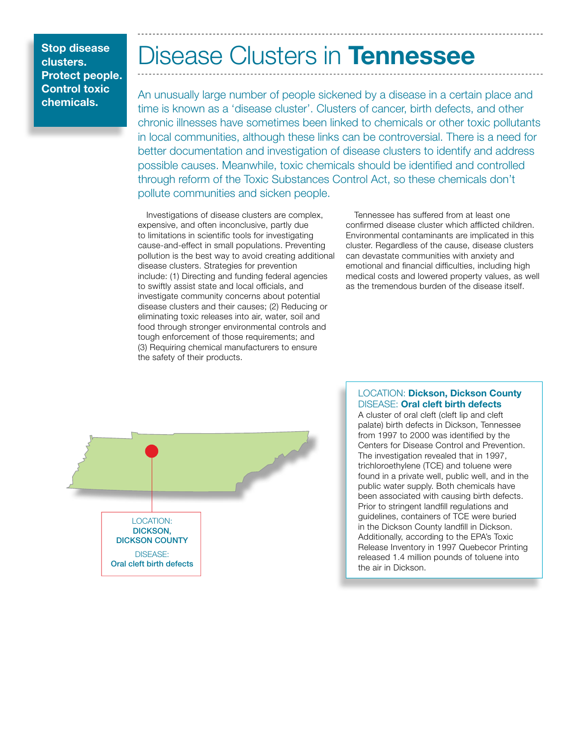**Stop disease clusters. Protect people. Control toxic chemicals.**

# Disease Clusters in **Tennessee**

An unusually large number of people sickened by a disease in a certain place and time is known as a 'disease cluster'. Clusters of cancer, birth defects, and other chronic illnesses have sometimes been linked to chemicals or other toxic pollutants in local communities, although these links can be controversial. There is a need for better documentation and investigation of disease clusters to identify and address possible causes. Meanwhile, toxic chemicals should be identified and controlled through reform of the Toxic Substances Control Act, so these chemicals don't pollute communities and sicken people.

Investigations of disease clusters are complex, expensive, and often inconclusive, partly due to limitations in scientific tools for investigating cause-and-effect in small populations. Preventing pollution is the best way to avoid creating additional disease clusters. Strategies for prevention include: (1) Directing and funding federal agencies to swiftly assist state and local officials, and investigate community concerns about potential disease clusters and their causes; (2) Reducing or eliminating toxic releases into air, water, soil and food through stronger environmental controls and tough enforcement of those requirements; and (3) Requiring chemical manufacturers to ensure the safety of their products.

Tennessee has suffered from at least one confirmed disease cluster which afflicted children. Environmental contaminants are implicated in this cluster. Regardless of the cause, disease clusters can devastate communities with anxiety and emotional and financial difficulties, including high medical costs and lowered property values, as well as the tremendous burden of the disease itself.

LOCATION: **DICKSON, DICKSON COUNTY**
DISEASE: **Oral cleft birth defects**

LOCATION: **Dickson, Dickson County**
DISEASE: **Oral cleft birth defects**

A cluster of oral cleft (cleft lip and cleft palate) birth defects in Dickson, Tennessee from 1997 to 2000 was identified by the Centers for Disease Control and Prevention. The investigation revealed that in 1997, trichloroethylene (TCE) and toluene were found in a private well, public well, and in the public water supply. Both chemicals have been associated with causing birth defects. Prior to stringent landfill regulations and guidelines, containers of TCE were buried in the Dickson County landfill in Dickson. Additionally, according to the EPA's Toxic Release Inventory in 1997 Quebecor Printing released 1.4 million pounds of toluene into the air in Dickson.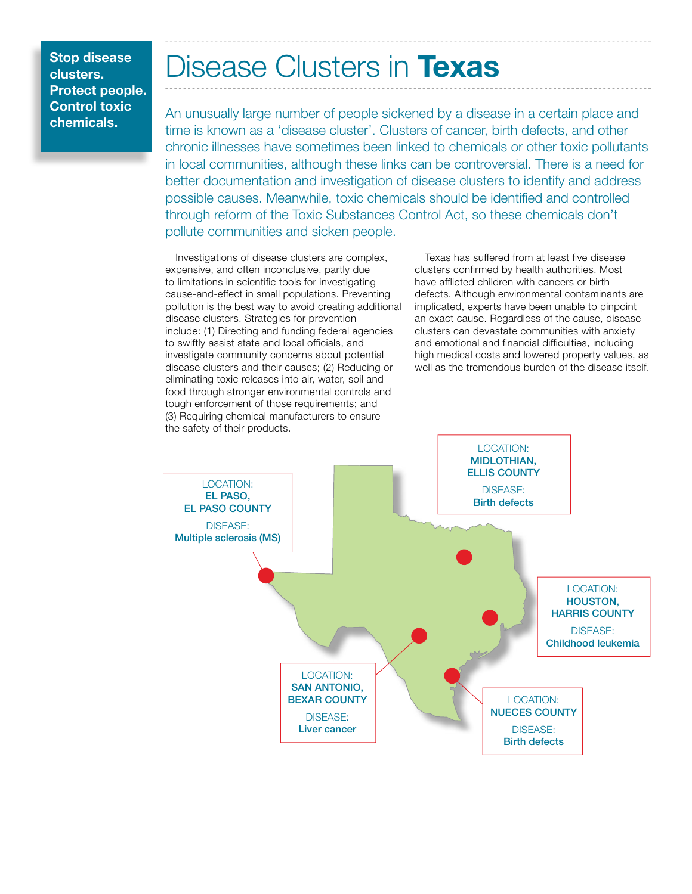**Stop disease clusters. Protect people. Control toxic chemicals.**

# Disease Clusters in **Texas**

An unusually large number of people sickened by a disease in a certain place and time is known as a 'disease cluster'. Clusters of cancer, birth defects, and other chronic illnesses have sometimes been linked to chemicals or other toxic pollutants in local communities, although these links can be controversial. There is a need for better documentation and investigation of disease clusters to identify and address possible causes. Meanwhile, toxic chemicals should be identified and controlled through reform of the Toxic Substances Control Act, so these chemicals don't pollute communities and sicken people.

Investigations of disease clusters are complex, expensive, and often inconclusive, partly due to limitations in scientific tools for investigating cause-and-effect in small populations. Preventing pollution is the best way to avoid creating additional disease clusters. Strategies for prevention include: (1) Directing and funding federal agencies to swiftly assist state and local officials, and investigate community concerns about potential disease clusters and their causes; (2) Reducing or eliminating toxic releases into air, water, soil and food through stronger environmental controls and tough enforcement of those requirements; and (3) Requiring chemical manufacturers to ensure the safety of their products.

Texas has suffered from at least five disease clusters confirmed by health authorities. Most have afflicted children with cancers or birth defects. Although environmental contaminants are implicated, experts have been unable to pinpoint an exact cause. Regardless of the cause, disease clusters can devastate communities with anxiety and emotional and financial difficulties, including high medical costs and lowered property values, as well as the tremendous burden of the disease itself.

LOCATION: **EL PASO, EL PASO COUNTY**
DISEASE: **Multiple sclerosis (MS)**

LOCATION: **MIDLOTHIAN, ELLIS COUNTY**
DISEASE: **Birth defects**

LOCATION: **HOUSTON, HARRIS COUNTY**
DISEASE: **Childhood leukemia**

LOCATION: **SAN ANTONIO, BEXAR COUNTY**
DISEASE: **Liver cancer**

LOCATION: **NUECES COUNTY**
DISEASE: **Birth defects**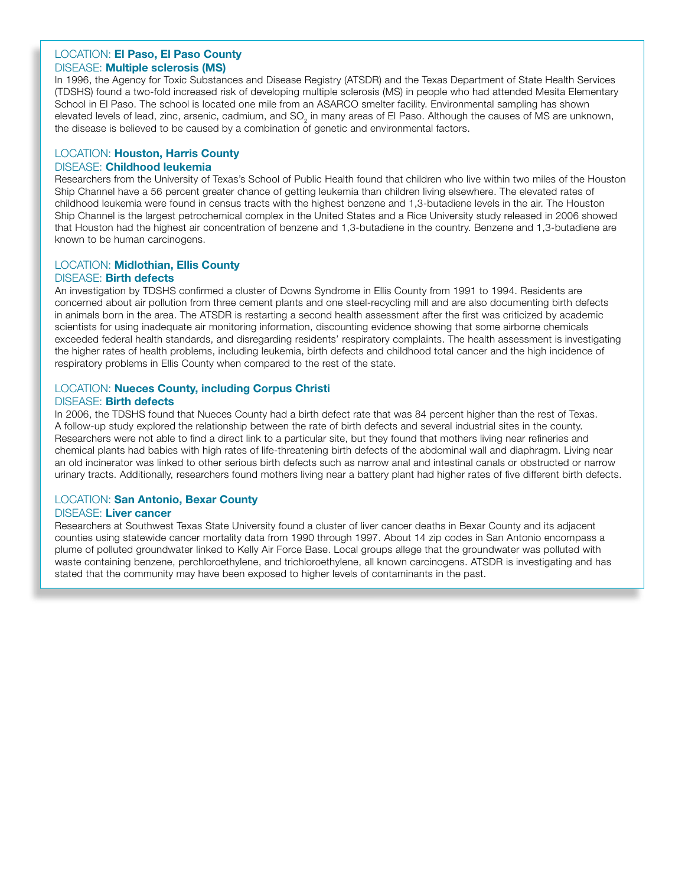LOCATION: **El Paso, El Paso County**
DISEASE: **Multiple sclerosis (MS)**

In 1996, the Agency for Toxic Substances and Disease Registry (ATSDR) and the Texas Department of State Health Services (TDSHS) found a two-fold increased risk of developing multiple sclerosis (MS) in people who had attended Mesita Elementary School in El Paso. The school is located one mile from an ASARCO smelter facility. Environmental sampling has shown elevated levels of lead, zinc, arsenic, cadmium, and $SO_2$ in many areas of El Paso. Although the causes of MS are unknown, the disease is believed to be caused by a combination of genetic and environmental factors.

LOCATION: **Houston, Harris County**
DISEASE: **Childhood leukemia**

Researchers from the University of Texas's School of Public Health found that children who live within two miles of the Houston Ship Channel have a 56 percent greater chance of getting leukemia than children living elsewhere. The elevated rates of childhood leukemia were found in census tracts with the highest benzene and 1,3-butadiene levels in the air. The Houston Ship Channel is the largest petrochemical complex in the United States and a Rice University study released in 2006 showed that Houston had the highest air concentration of benzene and 1,3-butadiene in the country. Benzene and 1,3-butadiene are known to be human carcinogens.

LOCATION: **Midlothian, Ellis County**
DISEASE: **Birth defects**

An investigation by TDSHS confirmed a cluster of Downs Syndrome in Ellis County from 1991 to 1994. Residents are concerned about air pollution from three cement plants and one steel-recycling mill and are also documenting birth defects in animals born in the area. The ATSDR is restarting a second health assessment after the first was criticized by academic scientists for using inadequate air monitoring information, discounting evidence showing that some airborne chemicals exceeded federal health standards, and disregarding residents' respiratory complaints. The health assessment is investigating the higher rates of health problems, including leukemia, birth defects and childhood total cancer and the high incidence of respiratory problems in Ellis County when compared to the rest of the state.

LOCATION: **Nueces County, including Corpus Christi**
DISEASE: **Birth defects**

In 2006, the TDSHS found that Nueces County had a birth defect rate that was 84 percent higher than the rest of Texas. A follow-up study explored the relationship between the rate of birth defects and several industrial sites in the county. Researchers were not able to find a direct link to a particular site, but they found that mothers living near refineries and chemical plants had babies with high rates of life-threatening birth defects of the abdominal wall and diaphragm. Living near an old incinerator was linked to other serious birth defects such as narrow anal and intestinal canals or obstructed or narrow urinary tracts. Additionally, researchers found mothers living near a battery plant had higher rates of five different birth defects.

LOCATION: **San Antonio, Bexar County**
DISEASE: **Liver cancer**

Researchers at Southwest Texas State University found a cluster of liver cancer deaths in Bexar County and its adjacent counties using statewide cancer mortality data from 1990 through 1997. About 14 zip codes in San Antonio encompass a plume of polluted groundwater linked to Kelly Air Force Base. Local groups allege that the groundwater was polluted with waste containing benzene, perchloroethylene, and trichloroethylene, all known carcinogens. ATSDR is investigating and has stated that the community may have been exposed to higher levels of contaminants in the past.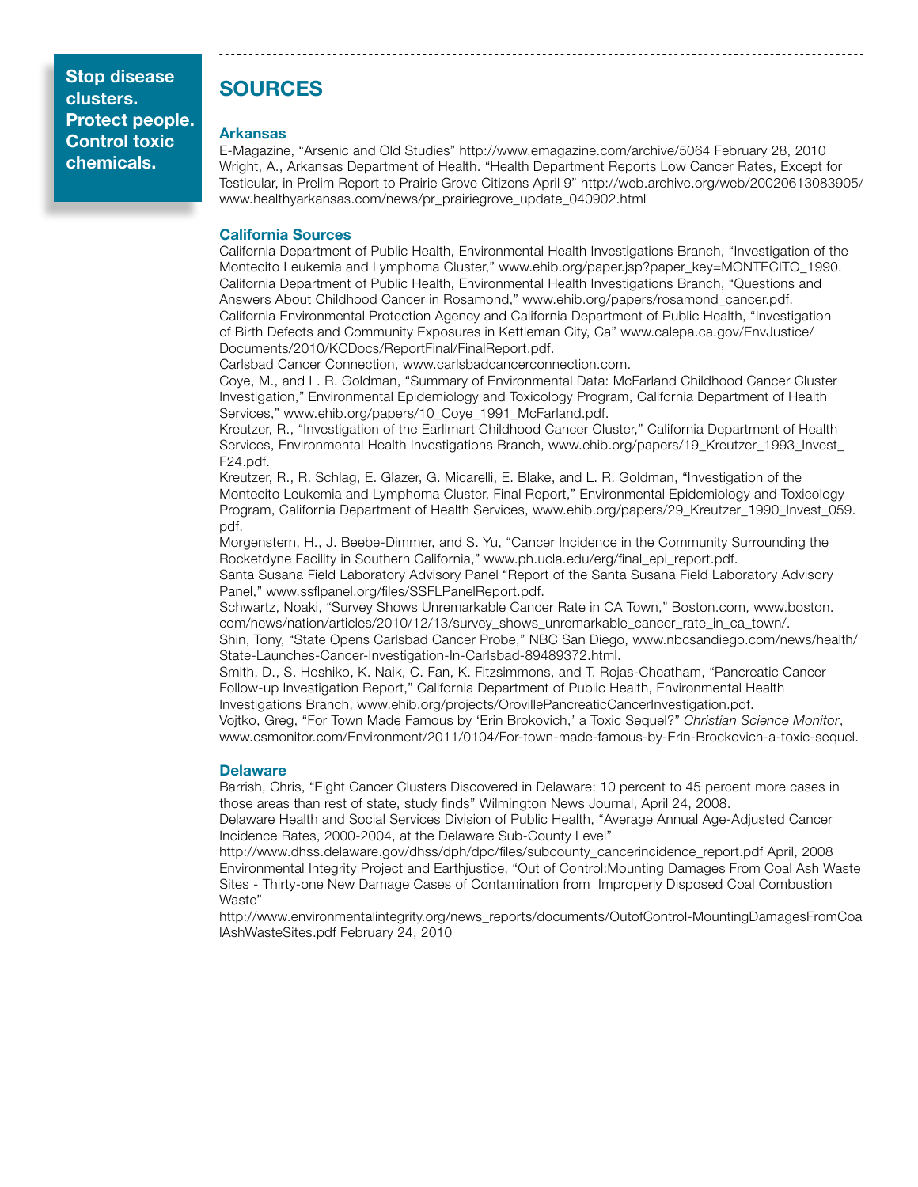**Stop disease clusters. Protect people. Control toxic chemicals.**

## SOURCES

### Arkansas

E-Magazine, "Arsenic and Old Studies" http://www.emagazine.com/archive/5064 February 28, 2010

Wright, A., Arkansas Department of Health. "Health Department Reports Low Cancer Rates, Except for Testicular, in Prelim Report to Prairie Grove Citizens April 9" http://web.archive.org/web/20020613083905/www.healthyarkansas.com/news/pr_prairiegrove_update_040902.html

### California Sources

California Department of Public Health, Environmental Health Investigations Branch, "Investigation of the Montecito Leukemia and Lymphoma Cluster," www.ehib.org/paper.jsp?paper_key=MONTECITO_1990.

California Department of Public Health, Environmental Health Investigations Branch, "Questions and Answers About Childhood Cancer in Rosamond," www.ehib.org/papers/rosamond_cancer.pdf.

California Environmental Protection Agency and California Department of Public Health, "Investigation of Birth Defects and Community Exposures in Kettleman City, Ca" www.calepa.ca.gov/EnvJustice/Documents/2010/KCDocs/ReportFinal/FinalReport.pdf.

Carlsbad Cancer Connection, www.carlsbadcancerconnection.com.

Coye, M., and L. R. Goldman, "Summary of Environmental Data: McFarland Childhood Cancer Cluster Investigation," Environmental Epidemiology and Toxicology Program, California Department of Health Services," www.ehib.org/papers/10_Coye_1991_McFarland.pdf.

Kreutzer, R., "Investigation of the Earlimart Childhood Cancer Cluster," California Department of Health Services, Environmental Health Investigations Branch, www.ehib.org/papers/19_Kreutzer_1993_Invest_F24.pdf.

Kreutzer, R., R. Schlag, E. Glazer, G. Micarelli, E. Blake, and L. R. Goldman, "Investigation of the Montecito Leukemia and Lymphoma Cluster, Final Report," Environmental Epidemiology and Toxicology Program, California Department of Health Services, www.ehib.org/papers/29_Kreutzer_1990_Invest_059.pdf.

Morgenstern, H., J. Beebe-Dimmer, and S. Yu, "Cancer Incidence in the Community Surrounding the Rocketdyne Facility in Southern California," www.ph.ucla.edu/erg/final_epi_report.pdf.

Santa Susana Field Laboratory Advisory Panel "Report of the Santa Susana Field Laboratory Advisory Panel," www.ssflpanel.org/files/SSFLPanelReport.pdf.

Schwartz, Noaki, "Survey Shows Unremarkable Cancer Rate in CA Town," Boston.com, www.boston.com/news/nation/articles/2010/12/13/survey_shows_unremarkable_cancer_rate_in_ca_town/.

Shin, Tony, "State Opens Carlsbad Cancer Probe," NBC San Diego, www.nbcsandiego.com/news/health/State-Launches-Cancer-Investigation-In-Carlsbad-89489372.html.

Smith, D., S. Hoshiko, K. Naik, C. Fan, K. Fitzsimmons, and T. Rojas-Cheatham, "Pancreatic Cancer Follow-up Investigation Report," California Department of Public Health, Environmental Health Investigations Branch, www.ehib.org/projects/OrovillePancreaticCancerInvestigation.pdf.

Vojtko, Greg, "For Town Made Famous by 'Erin Brokovich,' a Toxic Sequel?" *Christian Science Monitor*, www.csmonitor.com/Environment/2011/0104/For-town-made-famous-by-Erin-Brockovich-a-toxic-sequel.

### Delaware

Barrish, Chris, "Eight Cancer Clusters Discovered in Delaware: 10 percent to 45 percent more cases in those areas than rest of state, study finds" Wilmington News Journal, April 24, 2008.

Delaware Health and Social Services Division of Public Health, "Average Annual Age-Adjusted Cancer Incidence Rates, 2000-2004, at the Delaware Sub-County Level" http://www.dhss.delaware.gov/dhss/dph/dpc/files/subcounty_cancerincidence_report.pdf April, 2008

Environmental Integrity Project and Earthjustice, "Out of Control:Mounting Damages From Coal Ash Waste Sites - Thirty-one New Damage Cases of Contamination from Improperly Disposed Coal Combustion Waste" http://www.environmentalintegrity.org/news_reports/documents/OutofControl-MountingDamagesFromCoalAshWasteSites.pdf February 24, 2010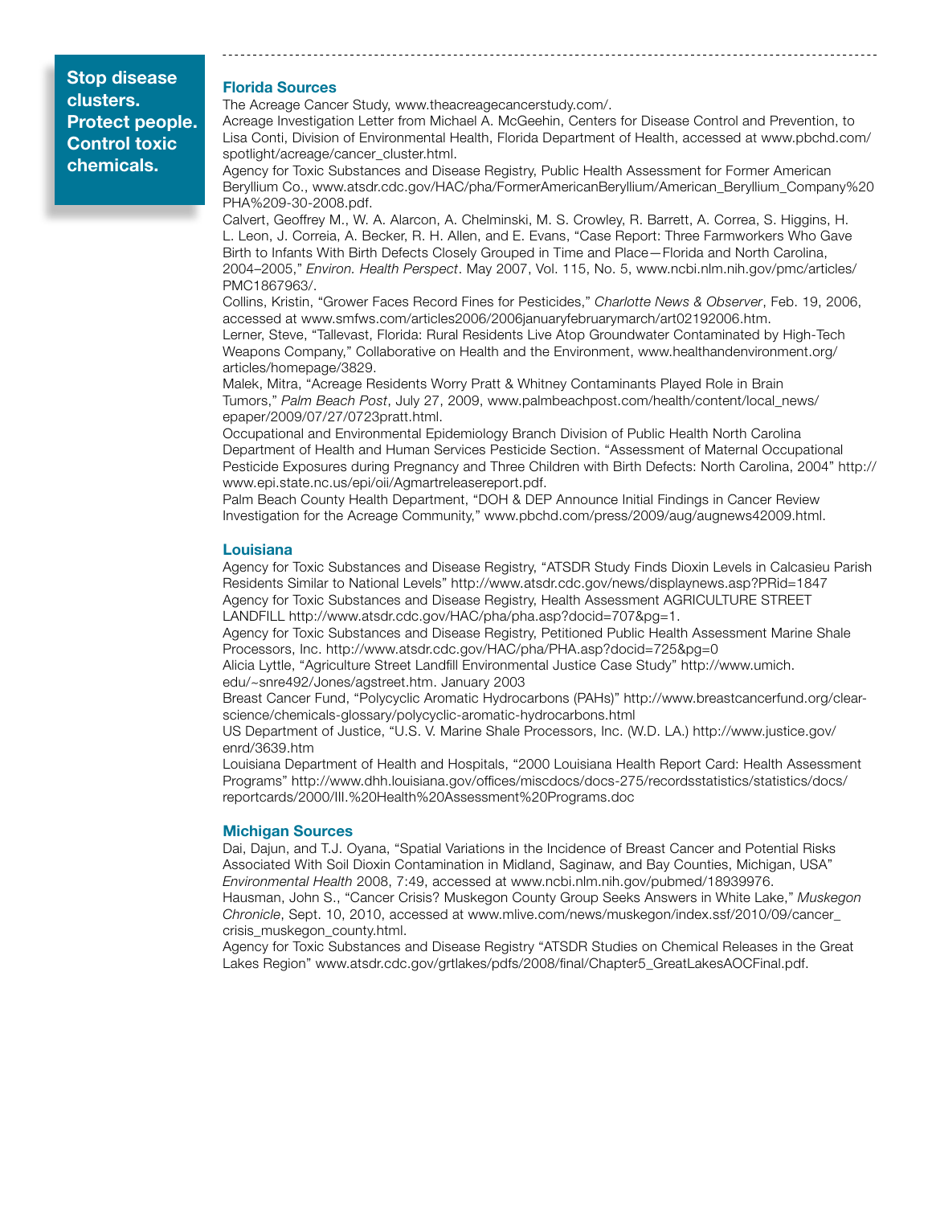**Stop disease clusters. Protect people. Control toxic chemicals.**

## Florida Sources

The Acreage Cancer Study, www.theacreagecancerstudy.com/.

Acreage Investigation Letter from Michael A. McGeehin, Centers for Disease Control and Prevention, to Lisa Conti, Division of Environmental Health, Florida Department of Health, accessed at www.pbchd.com/spotlight/acreage/cancer_cluster.html.

Agency for Toxic Substances and Disease Registry, Public Health Assessment for Former American Beryllium Co., www.atsdr.cdc.gov/HAC/pha/FormerAmericanBeryllium/American_Beryllium_Company%20PHA%209-30-2008.pdf.

Calvert, Geoffrey M., W. A. Alarcon, A. Chelminski, M. S. Crowley, R. Barrett, A. Correa, S. Higgins, H. L. Leon, J. Correia, A. Becker, R. H. Allen, and E. Evans, "Case Report: Three Farmworkers Who Gave Birth to Infants With Birth Defects Closely Grouped in Time and Place—Florida and North Carolina, 2004–2005," *Environ. Health Perspect*. May 2007, Vol. 115, No. 5, www.ncbi.nlm.nih.gov/pmc/articles/PMC1867963/.

Collins, Kristin, "Grower Faces Record Fines for Pesticides," *Charlotte News & Observer*, Feb. 19, 2006, accessed at www.smfws.com/articles2006/2006januaryfebruarymarch/art02192006.htm.

Lerner, Steve, "Tallevast, Florida: Rural Residents Live Atop Groundwater Contaminated by High-Tech Weapons Company," Collaborative on Health and the Environment, www.healthandenvironment.org/articles/homepage/3829.

Malek, Mitra, "Acreage Residents Worry Pratt & Whitney Contaminants Played Role in Brain Tumors," *Palm Beach Post*, July 27, 2009, www.palmbeachpost.com/health/content/local_news/epaper/2009/07/27/0723pratt.html.

Occupational and Environmental Epidemiology Branch Division of Public Health North Carolina Department of Health and Human Services Pesticide Section. "Assessment of Maternal Occupational Pesticide Exposures during Pregnancy and Three Children with Birth Defects: North Carolina, 2004" http://www.epi.state.nc.us/epi/oii/Agmartreleasereport.pdf.

Palm Beach County Health Department, "DOH & DEP Announce Initial Findings in Cancer Review Investigation for the Acreage Community," www.pbchd.com/press/2009/aug/augnews42009.html.

## Louisiana

Agency for Toxic Substances and Disease Registry, "ATSDR Study Finds Dioxin Levels in Calcasieu Parish Residents Similar to National Levels" http://www.atsdr.cdc.gov/news/displaynews.asp?PRid=1847

Agency for Toxic Substances and Disease Registry, Health Assessment AGRICULTURE STREET LANDFILL http://www.atsdr.cdc.gov/HAC/pha/pha.asp?docid=707&pg=1.

Agency for Toxic Substances and Disease Registry, Petitioned Public Health Assessment Marine Shale Processors, Inc. http://www.atsdr.cdc.gov/HAC/pha/PHA.asp?docid=725&pg=0

Alicia Lyttle, "Agriculture Street Landfill Environmental Justice Case Study" http://www.umich.edu/~snre492/Jones/agstreet.htm. January 2003

Breast Cancer Fund, "Polycyclic Aromatic Hydrocarbons (PAHs)" http://www.breastcancerfund.org/clear-science/chemicals-glossary/polycyclic-aromatic-hydrocarbons.html

US Department of Justice, "U.S. V. Marine Shale Processors, Inc. (W.D. LA.) http://www.justice.gov/enrd/3639.htm

Louisiana Department of Health and Hospitals, "2000 Louisiana Health Report Card: Health Assessment Programs" http://www.dhh.louisiana.gov/offices/miscdocs/docs-275/recordsstatistics/statistics/docs/reportcards/2000/III.%20Health%20Assessment%20Programs.doc

## Michigan Sources

Dai, Dajun, and T.J. Oyana, "Spatial Variations in the Incidence of Breast Cancer and Potential Risks Associated With Soil Dioxin Contamination in Midland, Saginaw, and Bay Counties, Michigan, USA" *Environmental Health* 2008, 7:49, accessed at www.ncbi.nlm.nih.gov/pubmed/18939976.

Hausman, John S., "Cancer Crisis? Muskegon County Group Seeks Answers in White Lake," *Muskegon Chronicle*, Sept. 10, 2010, accessed at www.mlive.com/news/muskegon/index.ssf/2010/09/cancer_crisis_muskegon_county.html.

Agency for Toxic Substances and Disease Registry "ATSDR Studies on Chemical Releases in the Great Lakes Region" www.atsdr.cdc.gov/grtlakes/pdfs/2008/final/Chapter5_GreatLakesAOCFinal.pdf.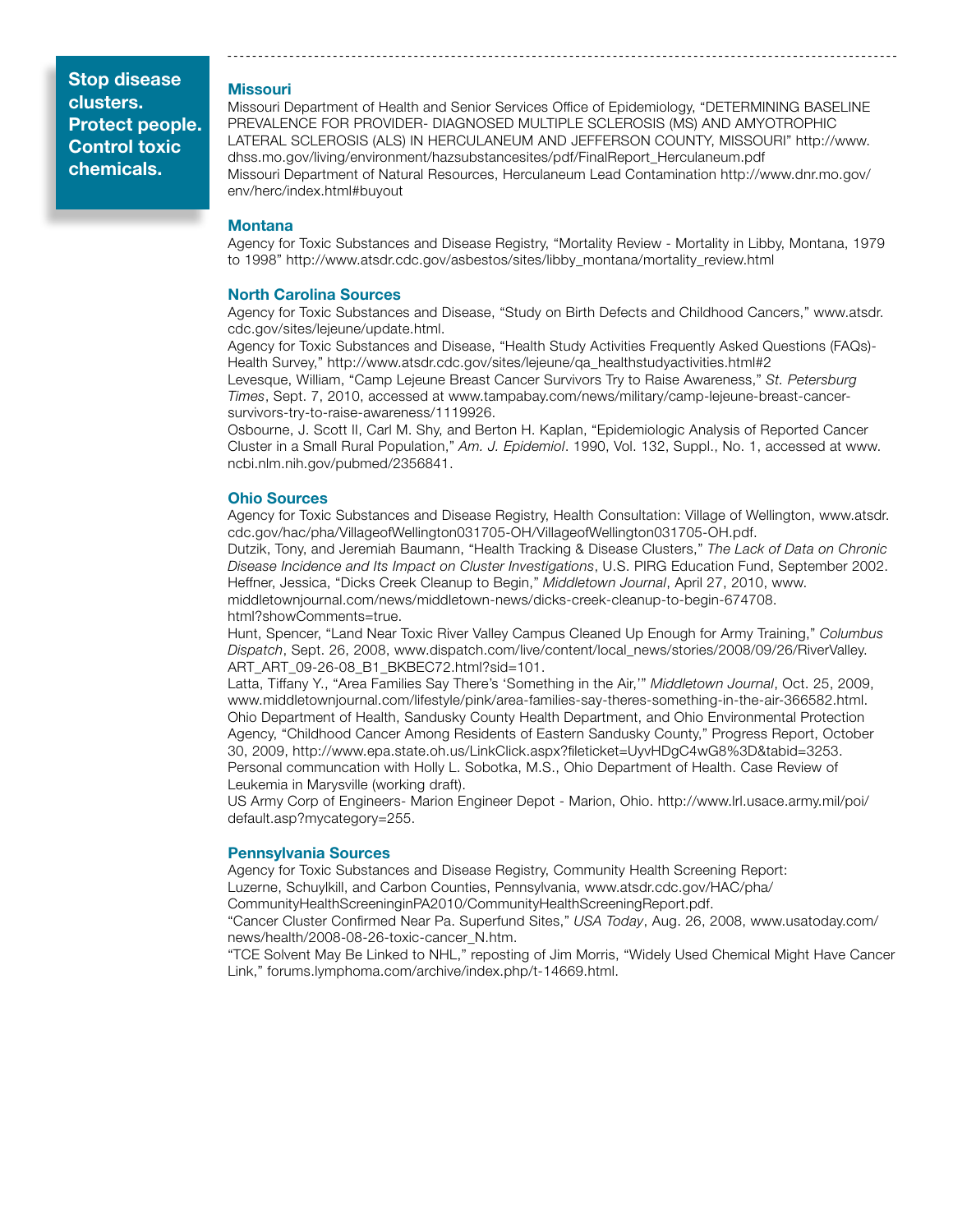**Stop disease clusters. Protect people. Control toxic chemicals.**

### Missouri

Missouri Department of Health and Senior Services Office of Epidemiology, "DETERMINING BASELINE PREVALENCE FOR PROVIDER- DIAGNOSED MULTIPLE SCLEROSIS (MS) AND AMYOTROPHIC LATERAL SCLEROSIS (ALS) IN HERCULANEUM AND JEFFERSON COUNTY, MISSOURI" http://www.dhss.mo.gov/living/environment/hazsubstancesites/pdf/FinalReport_Herculaneum.pdf

Missouri Department of Natural Resources, Herculaneum Lead Contamination http://www.dnr.mo.gov/env/herc/index.html#buyout

### Montana

Agency for Toxic Substances and Disease Registry, "Mortality Review - Mortality in Libby, Montana, 1979 to 1998" http://www.atsdr.cdc.gov/asbestos/sites/libby_montana/mortality_review.html

### North Carolina Sources

Agency for Toxic Substances and Disease, "Study on Birth Defects and Childhood Cancers," www.atsdr.cdc.gov/sites/lejeune/update.html.

Agency for Toxic Substances and Disease, "Health Study Activities Frequently Asked Questions (FAQs)- Health Survey," http://www.atsdr.cdc.gov/sites/lejeune/qa_healthstudyactivities.html#2

Levesque, William, "Camp Lejeune Breast Cancer Survivors Try to Raise Awareness," *St. Petersburg Times*, Sept. 7, 2010, accessed at www.tampabay.com/news/military/camp-lejeune-breast-cancer-survivors-try-to-raise-awareness/1119926.

Osbourne, J. Scott II, Carl M. Shy, and Berton H. Kaplan, "Epidemiologic Analysis of Reported Cancer Cluster in a Small Rural Population," *Am. J. Epidemiol*. 1990, Vol. 132, Suppl., No. 1, accessed at www.ncbi.nlm.nih.gov/pubmed/2356841.

### Ohio Sources

Agency for Toxic Substances and Disease Registry, Health Consultation: Village of Wellington, www.atsdr.cdc.gov/hac/pha/VillageofWellington031705-OH/VillageofWellington031705-OH.pdf.

Dutzik, Tony, and Jeremiah Baumann, "Health Tracking & Disease Clusters," *The Lack of Data on Chronic Disease Incidence and Its Impact on Cluster Investigations*, U.S. PIRG Education Fund, September 2002.

Heffner, Jessica, "Dicks Creek Cleanup to Begin," *Middletown Journal*, April 27, 2010, www.middletownjournal.com/news/middletown-news/dicks-creek-cleanup-to-begin-674708.html?showComments=true.

Hunt, Spencer, "Land Near Toxic River Valley Campus Cleaned Up Enough for Army Training," *Columbus Dispatch*, Sept. 26, 2008, www.dispatch.com/live/content/local_news/stories/2008/09/26/RiverValley.ART_ART_09-26-08_B1_BKBEC72.html?sid=101.

Latta, Tiffany Y., "Area Families Say There's 'Something in the Air,'" *Middletown Journal*, Oct. 25, 2009, www.middletownjournal.com/lifestyle/pink/area-families-say-theres-something-in-the-air-366582.html.

Ohio Department of Health, Sandusky County Health Department, and Ohio Environmental Protection Agency, "Childhood Cancer Among Residents of Eastern Sandusky County," Progress Report, October 30, 2009, http://www.epa.state.oh.us/LinkClick.aspx?fileticket=UyvHDgC4wG8%3D&tabid=3253.

Personal communcation with Holly L. Sobotka, M.S., Ohio Department of Health. Case Review of Leukemia in Marysville (working draft).

US Army Corp of Engineers- Marion Engineer Depot - Marion, Ohio. http://www.lrl.usace.army.mil/poi/default.asp?mycategory=255.

### Pennsylvania Sources

Agency for Toxic Substances and Disease Registry, Community Health Screening Report: Luzerne, Schuylkill, and Carbon Counties, Pennsylvania, www.atsdr.cdc.gov/HAC/pha/CommunityHealthScreeninginPA2010/CommunityHealthScreeningReport.pdf.

"Cancer Cluster Confirmed Near Pa. Superfund Sites," *USA Today*, Aug. 26, 2008, www.usatoday.com/news/health/2008-08-26-toxic-cancer_N.htm.

"TCE Solvent May Be Linked to NHL," reposting of Jim Morris, "Widely Used Chemical Might Have Cancer Link," forums.lymphoma.com/archive/index.php/t-14669.html.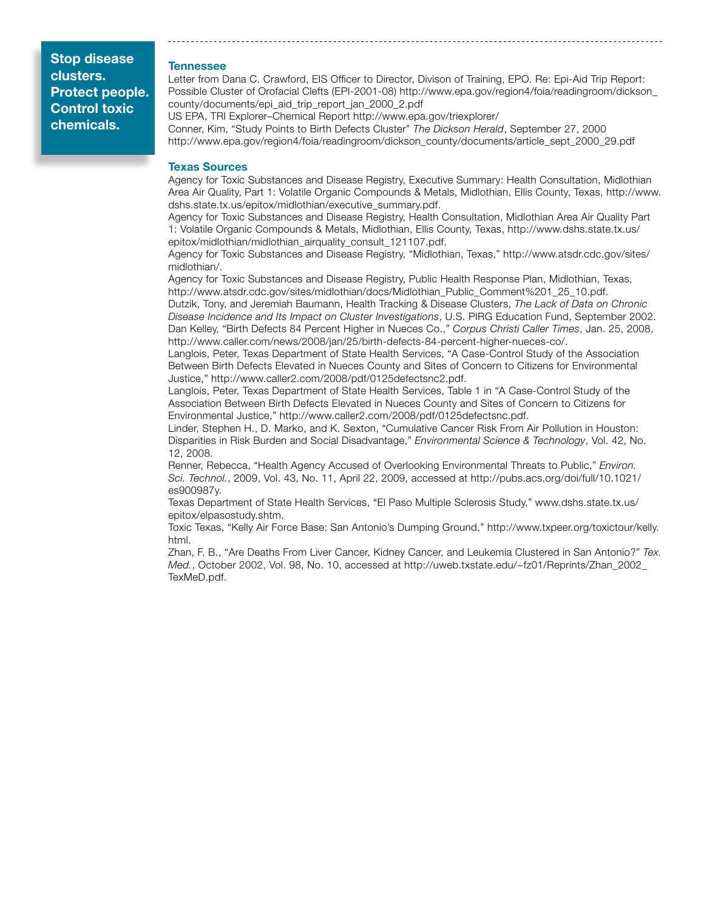**Stop disease clusters. Protect people. Control toxic chemicals.**

### Tennessee

Letter from Dana C. Crawford, EIS Officer to Director, Divison of Training, EPO. Re: Epi-Aid Trip Report: Possible Cluster of Orofacial Clefts (EPI-2001-08) http://www.epa.gov/region4/foia/readingroom/dickson_county/documents/epi_aid_trip_report_jan_2000_2.pdf

US EPA, TRI Explorer–Chemical Report http://www.epa.gov/triexplorer/

Conner, Kim, "Study Points to Birth Defects Cluster" *The Dickson Herald*, September 27, 2000 http://www.epa.gov/region4/foia/readingroom/dickson_county/documents/article_sept_2000_29.pdf

### Texas Sources

Agency for Toxic Substances and Disease Registry, Executive Summary: Health Consultation, Midlothian Area Air Quality, Part 1: Volatile Organic Compounds & Metals, Midlothian, Ellis County, Texas, http://www.dshs.state.tx.us/epitox/midlothian/executive_summary.pdf.

Agency for Toxic Substances and Disease Registry, Health Consultation, Midlothian Area Air Quality Part 1: Volatile Organic Compounds & Metals, Midlothian, Ellis County, Texas, http://www.dshs.state.tx.us/epitox/midlothian/midlothian_airquality_consult_121107.pdf.

Agency for Toxic Substances and Disease Registry, "Midlothian, Texas," http://www.atsdr.cdc.gov/sites/midlothian/.

Agency for Toxic Substances and Disease Registry, Public Health Response Plan, Midlothian, Texas, http://www.atsdr.cdc.gov/sites/midlothian/docs/Midlothian_Public_Comment%201_25_10.pdf.

Dutzik, Tony, and Jeremiah Baumann, Health Tracking & Disease Clusters, *The Lack of Data on Chronic Disease Incidence and Its Impact on Cluster Investigations*, U.S. PIRG Education Fund, September 2002.

Dan Kelley, "Birth Defects 84 Percent Higher in Nueces Co.," *Corpus Christi Caller Times*, Jan. 25, 2008, http://www.caller.com/news/2008/jan/25/birth-defects-84-percent-higher-nueces-co/.

Langlois, Peter, Texas Department of State Health Services, "A Case-Control Study of the Association Between Birth Defects Elevated in Nueces County and Sites of Concern to Citizens for Environmental Justice," http://www.caller2.com/2008/pdf/0125defectsnc2.pdf.

Langlois, Peter, Texas Department of State Health Services, Table 1 in "A Case-Control Study of the Association Between Birth Defects Elevated in Nueces County and Sites of Concern to Citizens for Environmental Justice," http://www.caller2.com/2008/pdf/0125defectsnc.pdf.

Linder, Stephen H., D. Marko, and K. Sexton, "Cumulative Cancer Risk From Air Pollution in Houston: Disparities in Risk Burden and Social Disadvantage," *Environmental Science & Technology*, Vol. 42, No. 12, 2008.

Renner, Rebecca, "Health Agency Accused of Overlooking Environmental Threats to Public," *Environ. Sci. Technol.*, 2009, Vol. 43, No. 11, April 22, 2009, accessed at http://pubs.acs.org/doi/full/10.1021/es900987y.

Texas Department of State Health Services, "El Paso Multiple Sclerosis Study," www.dshs.state.tx.us/epitox/elpasostudy.shtm.

Toxic Texas, "Kelly Air Force Base: San Antonio's Dumping Ground," http://www.txpeer.org/toxictour/kelly.html.

Zhan, F. B., "Are Deaths From Liver Cancer, Kidney Cancer, and Leukemia Clustered in San Antonio?" *Tex. Med.*, October 2002, Vol. 98, No. 10, accessed at http://uweb.txstate.edu/~fz01/Reprints/Zhan_2002_TexMeD.pdf.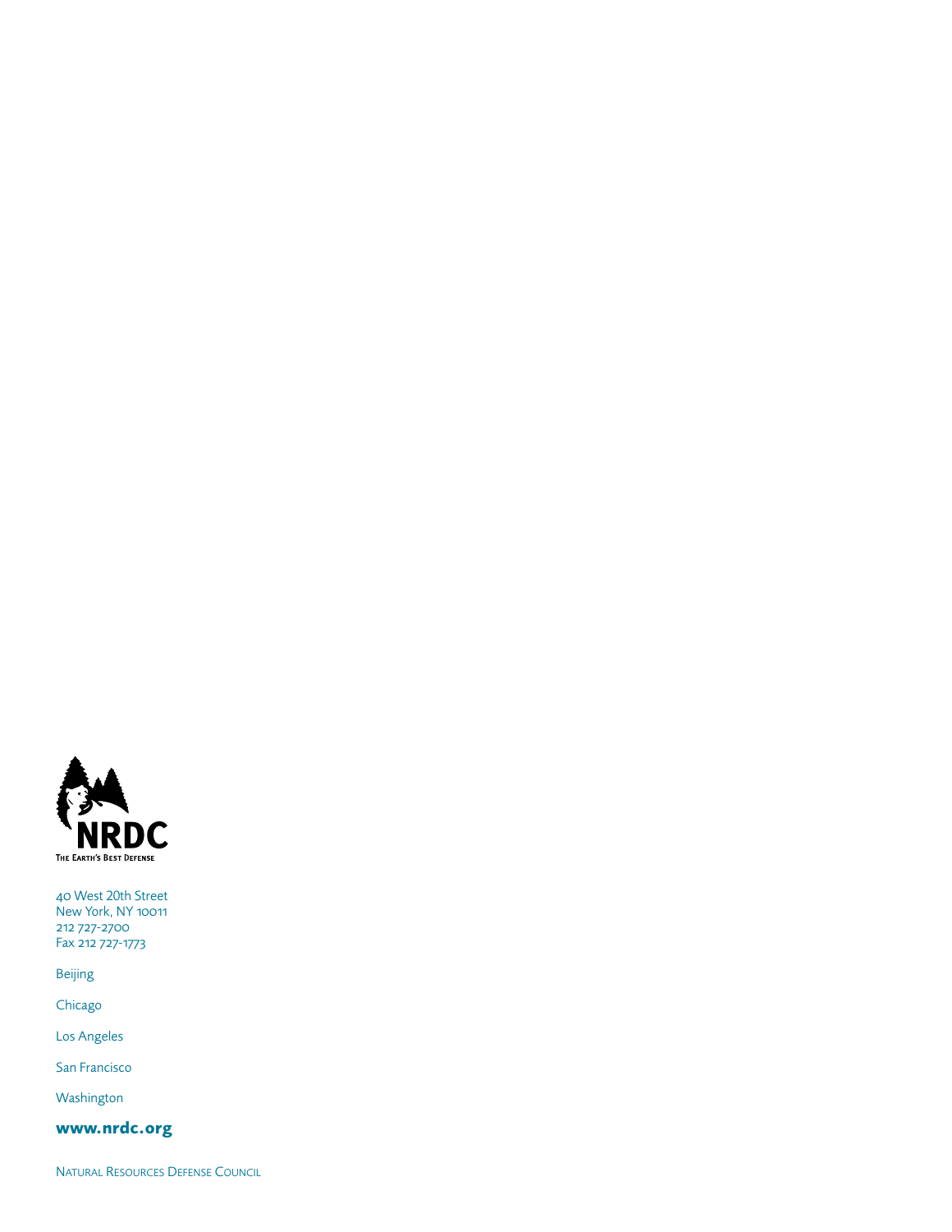NRDC

THE EARTH'S BEST DEFENSE

40 West 20th Street
New York, NY 10011
212 727-2700
Fax 212 727-1773

Beijing

Chicago

Los Angeles

San Francisco

Washington

**www.nrdc.org**

NATURAL RESOURCES DEFENSE COUNCIL